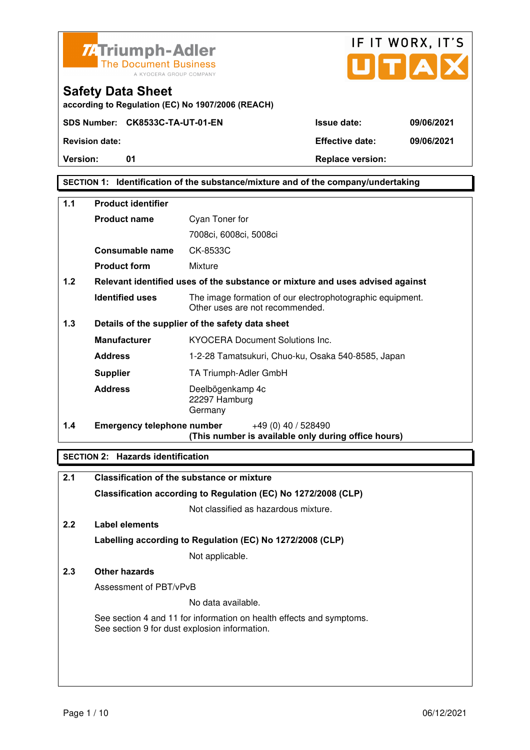Triumph-Adler
The Document Business
A KYOCERA GROUP COMPANY

IF IT WORX, IT'S UTAX

# Safety Data Sheet

**according to Regulation (EC) No 1907/2006 (REACH)**

| | | | |
|---|---|---|---|
| **SDS Number:** | **CK8533C-TA-UT-01-EN** | **Issue date:** | **09/06/2021** |
| **Revision date:** | | **Effective date:** | **09/06/2021** |
| **Version:** | **01** | **Replace version:** | |

## SECTION 1: Identification of the substance/mixture and of the company/undertaking

**1.1 Product identifier**

| | |
|---|---|
| **Product name** | Cyan Toner for 7008ci, 6008ci, 5008ci |
| **Consumable name** | CK-8533C |
| **Product form** | Mixture |

**1.2 Relevant identified uses of the substance or mixture and uses advised against**

| | |
|---|---|
| **Identified uses** | The image formation of our electrophotographic equipment. Other uses are not recommended. |

**1.3 Details of the supplier of the safety data sheet**

| | |
|---|---|
| **Manufacturer** | KYOCERA Document Solutions Inc. |
| **Address** | 1-2-28 Tamatsukuri, Chuo-ku, Osaka 540-8585, Japan |
| **Supplier** | TA Triumph-Adler GmbH |
| **Address** | Deelbögenkamp 4c<br>22297 Hamburg<br>Germany |

**1.4 Emergency telephone number** +49 (0) 40 / 528490
**(This number is available only during office hours)**

## SECTION 2: Hazards identification

**2.1 Classification of the substance or mixture**

**Classification according to Regulation (EC) No 1272/2008 (CLP)**

Not classified as hazardous mixture.

**2.2 Label elements**

**Labelling according to Regulation (EC) No 1272/2008 (CLP)**

Not applicable.

**2.3 Other hazards**

Assessment of PBT/vPvB

No data available.

See section 4 and 11 for information on health effects and symptoms.
See section 9 for dust explosion information.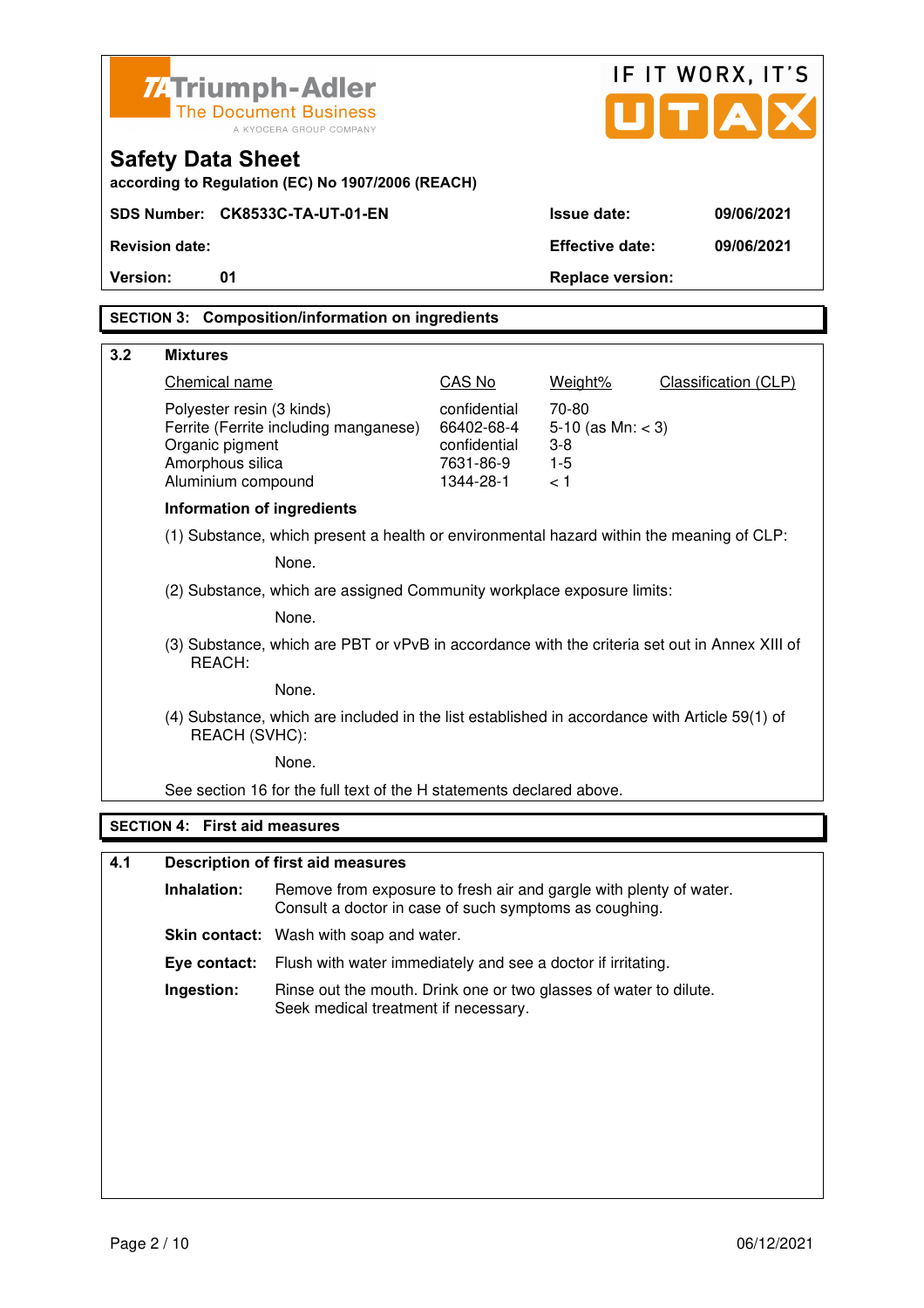**Safety Data Sheet**

**according to Regulation (EC) No 1907/2006 (REACH)**

| | | | |
|---|---|---|---|
| **SDS Number:** | **CK8533C-TA-UT-01-EN** | **Issue date:** | **09/06/2021** |
| **Revision date:** | | **Effective date:** | **09/06/2021** |
| **Version:** | **01** | **Replace version:** | |

## SECTION 3: Composition/information on ingredients

### 3.2 Mixtures

| Chemical name | CAS No | Weight% | Classification (CLP) |
|---|---|---|---|
| Polyester resin (3 kinds) | confidential | 70-80 | |
| Ferrite (Ferrite including manganese) | 66402-68-4 | 5-10 (as Mn: < 3) | |
| Organic pigment | confidential | 3-8 | |
| Amorphous silica | 7631-86-9 | 1-5 | |
| Aluminium compound | 1344-28-1 | < 1 | |

**Information of ingredients**

(1) Substance, which present a health or environmental hazard within the meaning of CLP:

None.

(2) Substance, which are assigned Community workplace exposure limits:

None.

(3) Substance, which are PBT or vPvB in accordance with the criteria set out in Annex XIII of REACH:

None.

(4) Substance, which are included in the list established in accordance with Article 59(1) of REACH (SVHC):

None.

See section 16 for the full text of the H statements declared above.

## SECTION 4: First aid measures

### 4.1 Description of first aid measures

**Inhalation:** Remove from exposure to fresh air and gargle with plenty of water. Consult a doctor in case of such symptoms as coughing.

**Skin contact:** Wash with soap and water.

**Eye contact:** Flush with water immediately and see a doctor if irritating.

**Ingestion:** Rinse out the mouth. Drink one or two glasses of water to dilute. Seek medical treatment if necessary.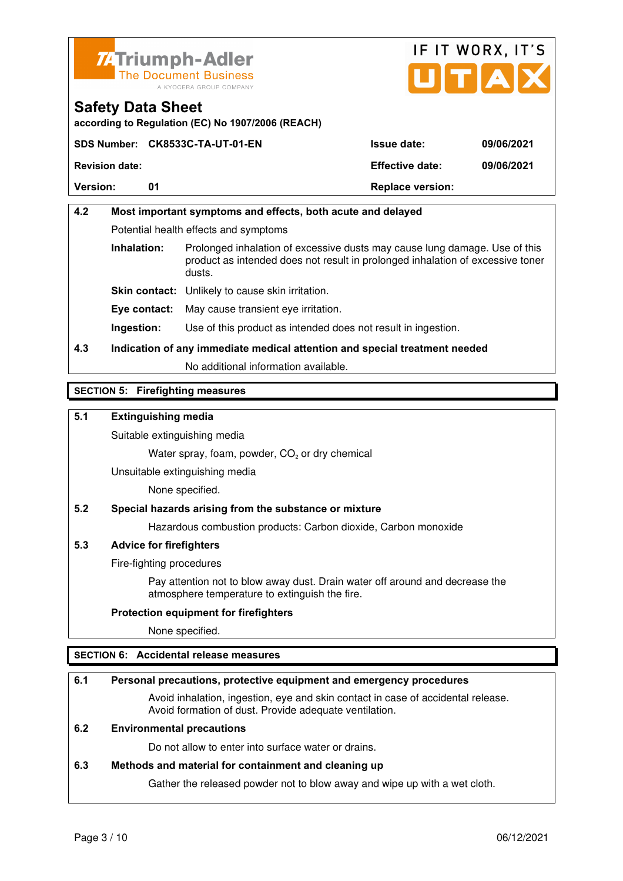### 4.2 Most important symptoms and effects, both acute and delayed

Potential health effects and symptoms

**Inhalation:** Prolonged inhalation of excessive dusts may cause lung damage. Use of this product as intended does not result in prolonged inhalation of excessive toner dusts.

**Skin contact:** Unlikely to cause skin irritation.

**Eye contact:** May cause transient eye irritation.

**Ingestion:** Use of this product as intended does not result in ingestion.

### 4.3 Indication of any immediate medical attention and special treatment needed

No additional information available.

## SECTION 5: Firefighting measures

### 5.1 Extinguishing media

Suitable extinguishing media

Water spray, foam, powder, $CO_2$ or dry chemical

Unsuitable extinguishing media

None specified.

### 5.2 Special hazards arising from the substance or mixture

Hazardous combustion products: Carbon dioxide, Carbon monoxide

### 5.3 Advice for firefighters

Fire-fighting procedures

Pay attention not to blow away dust. Drain water off around and decrease the atmosphere temperature to extinguish the fire.

**Protection equipment for firefighters**

None specified.

## SECTION 6: Accidental release measures

### 6.1 Personal precautions, protective equipment and emergency procedures

Avoid inhalation, ingestion, eye and skin contact in case of accidental release. Avoid formation of dust. Provide adequate ventilation.

### 6.2 Environmental precautions

Do not allow to enter into surface water or drains.

### 6.3 Methods and material for containment and cleaning up

Gather the released powder not to blow away and wipe up with a wet cloth.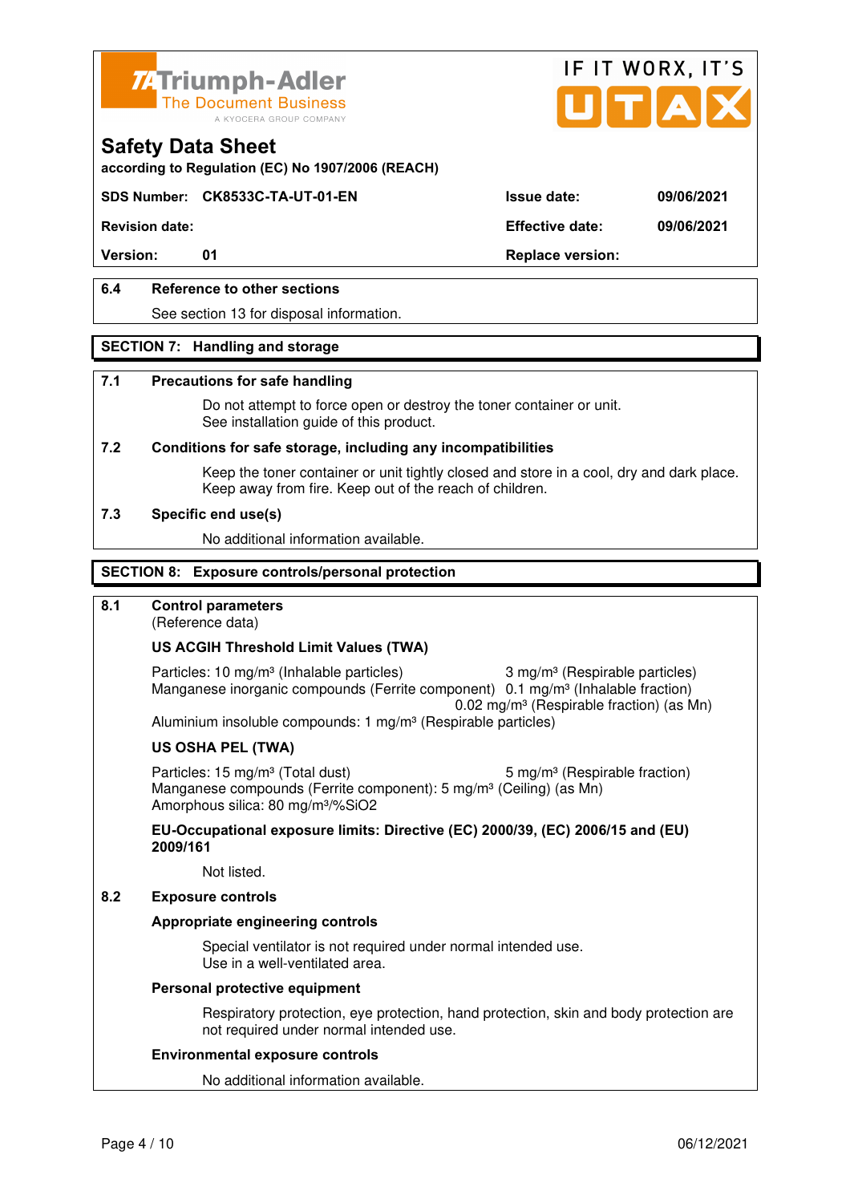## Safety Data Sheet

according to Regulation (EC) No 1907/2006 (REACH)

| SDS Number: | CK8533C-TA-UT-01-EN | Issue date: | 09/06/2021 |
|---|---|---|---|
| Revision date: | | Effective date: | 09/06/2021 |
| Version: | 01 | Replace version: | |

### 6.4 Reference to other sections

See section 13 for disposal information.

## SECTION 7: Handling and storage

### 7.1 Precautions for safe handling

Do not attempt to force open or destroy the toner container or unit.
See installation guide of this product.

### 7.2 Conditions for safe storage, including any incompatibilities

Keep the toner container or unit tightly closed and store in a cool, dry and dark place.
Keep away from fire. Keep out of the reach of children.

### 7.3 Specific end use(s)

No additional information available.

## SECTION 8: Exposure controls/personal protection

### 8.1 Control parameters

(Reference data)

**US ACGIH Threshold Limit Values (TWA)**

Particles: 10 mg/m³ (Inhalable particles) 3 mg/m³ (Respirable particles)
Manganese inorganic compounds (Ferrite component) 0.1 mg/m³ (Inhalable fraction)
0.02 mg/m³ (Respirable fraction) (as Mn)
Aluminium insoluble compounds: 1 mg/m³ (Respirable particles)

**US OSHA PEL (TWA)**

Particles: 15 mg/m³ (Total dust) 5 mg/m³ (Respirable fraction)
Manganese compounds (Ferrite component): 5 mg/m³ (Ceiling) (as Mn)
Amorphous silica: 80 mg/m³/%SiO2

**EU-Occupational exposure limits: Directive (EC) 2000/39, (EC) 2006/15 and (EU) 2009/161**

Not listed.

### 8.2 Exposure controls

**Appropriate engineering controls**

Special ventilator is not required under normal intended use.
Use in a well-ventilated area.

**Personal protective equipment**

Respiratory protection, eye protection, hand protection, skin and body protection are not required under normal intended use.

**Environmental exposure controls**

No additional information available.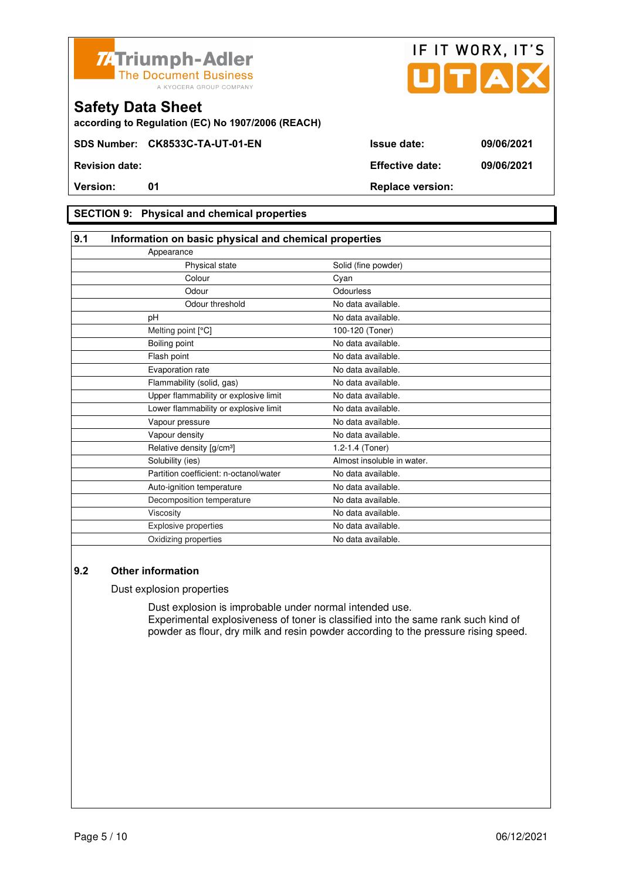**Safety Data Sheet**

according to Regulation (EC) No 1907/2006 (REACH)

| | | | |
|---|---|---|---|
| **SDS Number:** | **CK8533C-TA-UT-01-EN** | **Issue date:** | **09/06/2021** |
| **Revision date:** | | **Effective date:** | **09/06/2021** |
| **Version:** | **01** | **Replace version:** | |

## SECTION 9: Physical and chemical properties

### 9.1 Information on basic physical and chemical properties

| Property | Value |
|---|---|
| Appearance | |
| Physical state | Solid (fine powder) |
| Colour | Cyan |
| Odour | Odourless |
| Odour threshold | No data available. |
| pH | No data available. |
| Melting point [°C] | 100-120 (Toner) |
| Boiling point | No data available. |
| Flash point | No data available. |
| Evaporation rate | No data available. |
| Flammability (solid, gas) | No data available. |
| Upper flammability or explosive limit | No data available. |
| Lower flammability or explosive limit | No data available. |
| Vapour pressure | No data available. |
| Vapour density | No data available. |
| Relative density [g/cm³] | 1.2-1.4 (Toner) |
| Solubility (ies) | Almost insoluble in water. |
| Partition coefficient: n-octanol/water | No data available. |
| Auto-ignition temperature | No data available. |
| Decomposition temperature | No data available. |
| Viscosity | No data available. |
| Explosive properties | No data available. |
| Oxidizing properties | No data available. |

### 9.2 Other information

Dust explosion properties

Dust explosion is improbable under normal intended use.
Experimental explosiveness of toner is classified into the same rank such kind of powder as flour, dry milk and resin powder according to the pressure rising speed.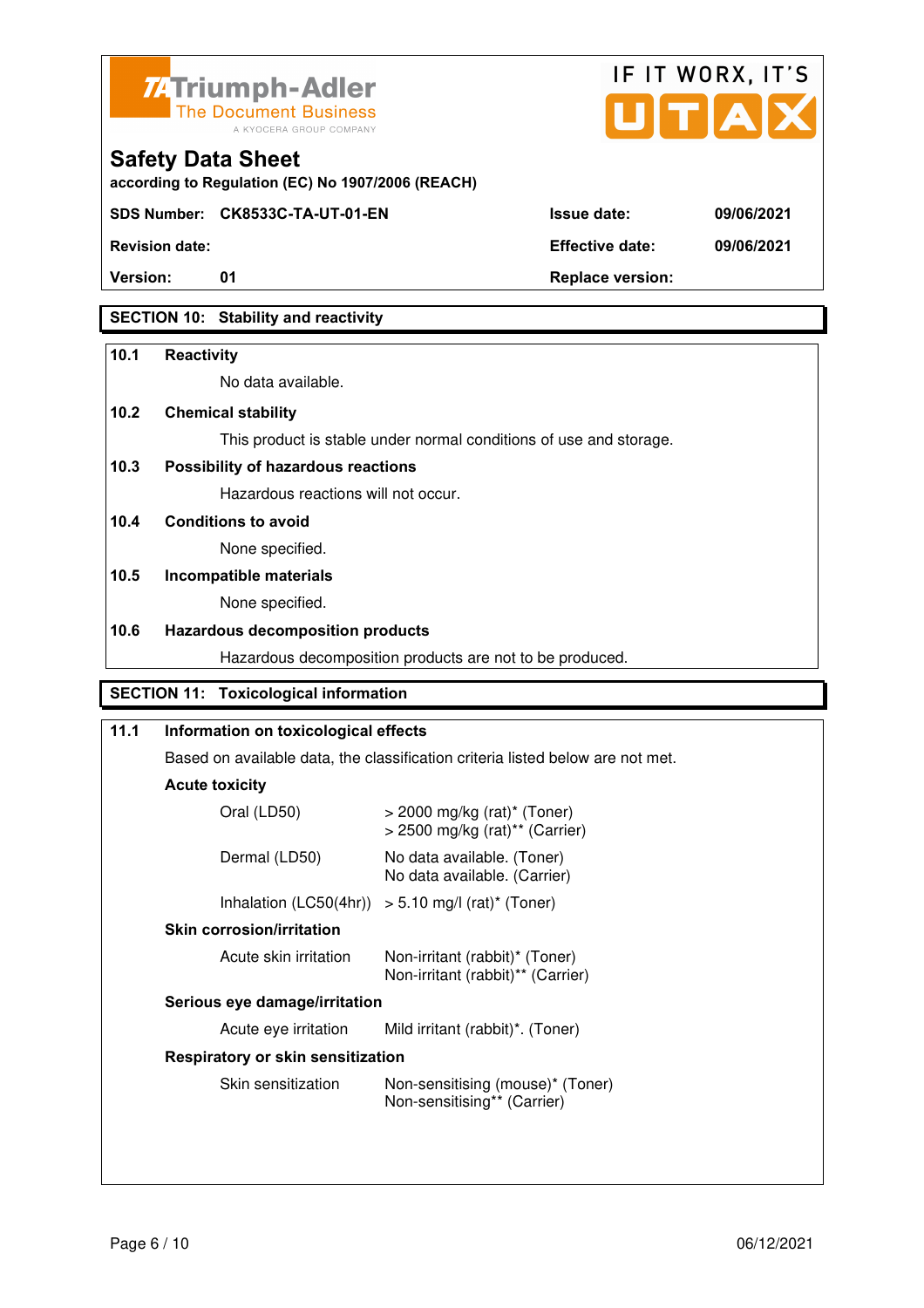## SECTION 10: Stability and reactivity

**10.1 Reactivity**

No data available.

**10.2 Chemical stability**

This product is stable under normal conditions of use and storage.

**10.3 Possibility of hazardous reactions**

Hazardous reactions will not occur.

**10.4 Conditions to avoid**

None specified.

**10.5 Incompatible materials**

None specified.

**10.6 Hazardous decomposition products**

Hazardous decomposition products are not to be produced.

## SECTION 11: Toxicological information

**11.1 Information on toxicological effects**

Based on available data, the classification criteria listed below are not met.

**Acute toxicity**

| | |
|---|---|
| Oral (LD50) | > 2000 mg/kg (rat)* (Toner)<br>> 2500 mg/kg (rat)** (Carrier) |
| Dermal (LD50) | No data available. (Toner)<br>No data available. (Carrier) |
| Inhalation (LC50(4hr)) | > 5.10 mg/l (rat)* (Toner) |

**Skin corrosion/irritation**

| | |
|---|---|
| Acute skin irritation | Non-irritant (rabbit)* (Toner)<br>Non-irritant (rabbit)** (Carrier) |

**Serious eye damage/irritation**

| | |
|---|---|
| Acute eye irritation | Mild irritant (rabbit)*. (Toner) |

**Respiratory or skin sensitization**

| | |
|---|---|
| Skin sensitization | Non-sensitising (mouse)* (Toner)<br>Non-sensitising** (Carrier) |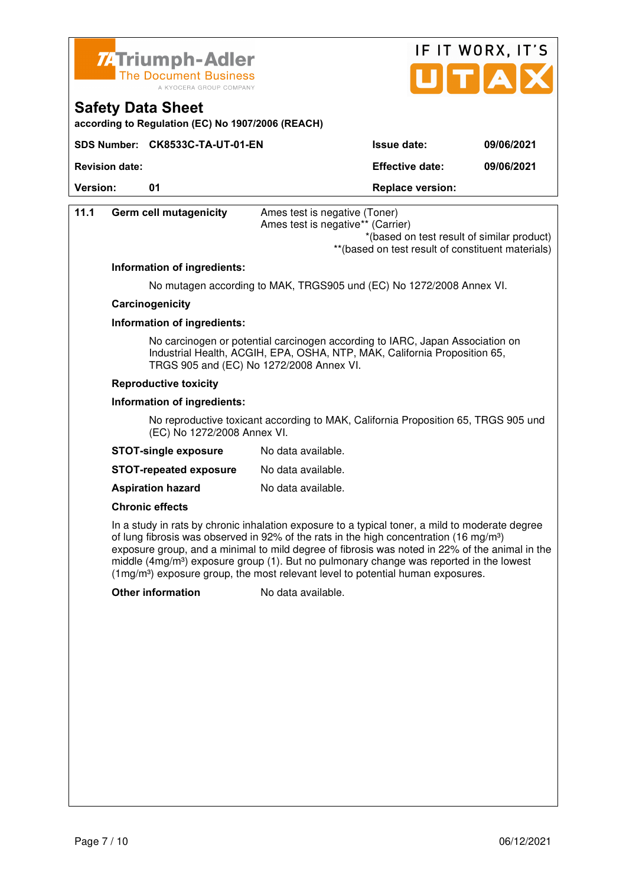**Triumph-Adler** The Document Business — A KYOCERA GROUP COMPANY

IF IT WORX, IT'S UTAX

## Safety Data Sheet

**according to Regulation (EC) No 1907/2006 (REACH)**

| **SDS Number:** | **CK8533C-TA-UT-01-EN** | **Issue date:** | **09/06/2021** |
|---|---|---|---|
| **Revision date:** | | **Effective date:** | **09/06/2021** |
| **Version:** | **01** | **Replace version:** | |

**11.1 Germ cell mutagenicity**

Ames test is negative (Toner)
Ames test is negative** (Carrier)

*(based on test result of similar product)
**(based on test result of constituent materials)

**Information of ingredients:**

No mutagen according to MAK, TRGS905 und (EC) No 1272/2008 Annex VI.

**Carcinogenicity**

**Information of ingredients:**

No carcinogen or potential carcinogen according to IARC, Japan Association on Industrial Health, ACGIH, EPA, OSHA, NTP, MAK, California Proposition 65, TRGS 905 and (EC) No 1272/2008 Annex VI.

**Reproductive toxicity**

**Information of ingredients:**

No reproductive toxicant according to MAK, California Proposition 65, TRGS 905 und (EC) No 1272/2008 Annex VI.

**STOT-single exposure** No data available.

**STOT-repeated exposure** No data available.

**Aspiration hazard** No data available.

**Chronic effects**

In a study in rats by chronic inhalation exposure to a typical toner, a mild to moderate degree of lung fibrosis was observed in 92% of the rats in the high concentration (16 mg/m³) exposure group, and a minimal to mild degree of fibrosis was noted in 22% of the animal in the middle (4mg/m³) exposure group (1). But no pulmonary change was reported in the lowest (1mg/m³) exposure group, the most relevant level to potential human exposures.

**Other information** No data available.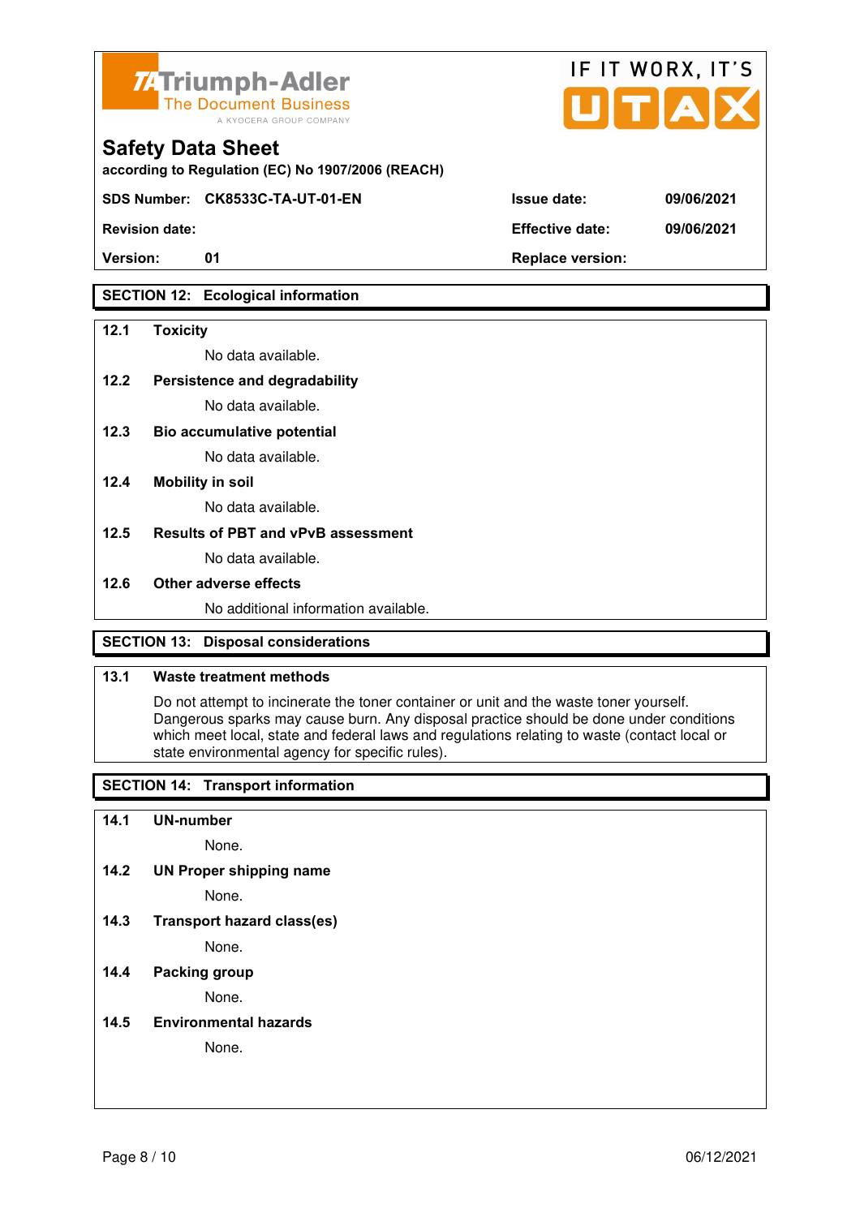## SECTION 12: Ecological information

**12.1 Toxicity**

No data available.

**12.2 Persistence and degradability**

No data available.

**12.3 Bio accumulative potential**

No data available.

**12.4 Mobility in soil**

No data available.

**12.5 Results of PBT and vPvB assessment**

No data available.

**12.6 Other adverse effects**

No additional information available.

## SECTION 13: Disposal considerations

**13.1 Waste treatment methods**

Do not attempt to incinerate the toner container or unit and the waste toner yourself. Dangerous sparks may cause burn. Any disposal practice should be done under conditions which meet local, state and federal laws and regulations relating to waste (contact local or state environmental agency for specific rules).

## SECTION 14: Transport information

**14.1 UN-number**

None.

**14.2 UN Proper shipping name**

None.

**14.3 Transport hazard class(es)**

None.

**14.4 Packing group**

None.

**14.5 Environmental hazards**

None.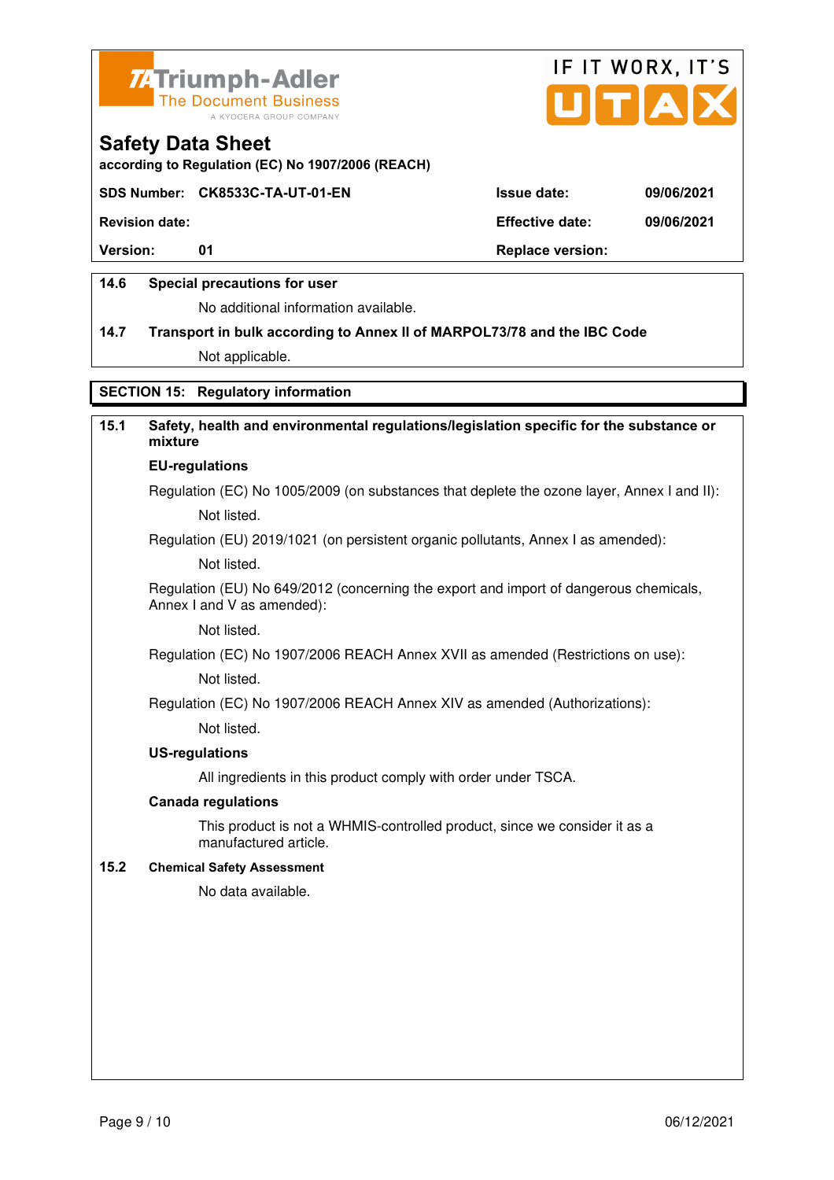**Safety Data Sheet**
according to Regulation (EC) No 1907/2006 (REACH)

| SDS Number: CK8533C-TA-UT-01-EN | | Issue date: | 09/06/2021 |
|---|---|---|---|
| Revision date: | | Effective date: | 09/06/2021 |
| Version: | 01 | Replace version: | |

### 14.6 Special precautions for user

No additional information available.

### 14.7 Transport in bulk according to Annex II of MARPOL73/78 and the IBC Code

Not applicable.

## SECTION 15: Regulatory information

### 15.1 Safety, health and environmental regulations/legislation specific for the substance or mixture

**EU-regulations**

Regulation (EC) No 1005/2009 (on substances that deplete the ozone layer, Annex I and II):

Not listed.

Regulation (EU) 2019/1021 (on persistent organic pollutants, Annex I as amended):

Not listed.

Regulation (EU) No 649/2012 (concerning the export and import of dangerous chemicals, Annex I and V as amended):

Not listed.

Regulation (EC) No 1907/2006 REACH Annex XVII as amended (Restrictions on use):

Not listed.

Regulation (EC) No 1907/2006 REACH Annex XIV as amended (Authorizations):

Not listed.

**US-regulations**

All ingredients in this product comply with order under TSCA.

**Canada regulations**

This product is not a WHMIS-controlled product, since we consider it as a manufactured article.

### 15.2 Chemical Safety Assessment

No data available.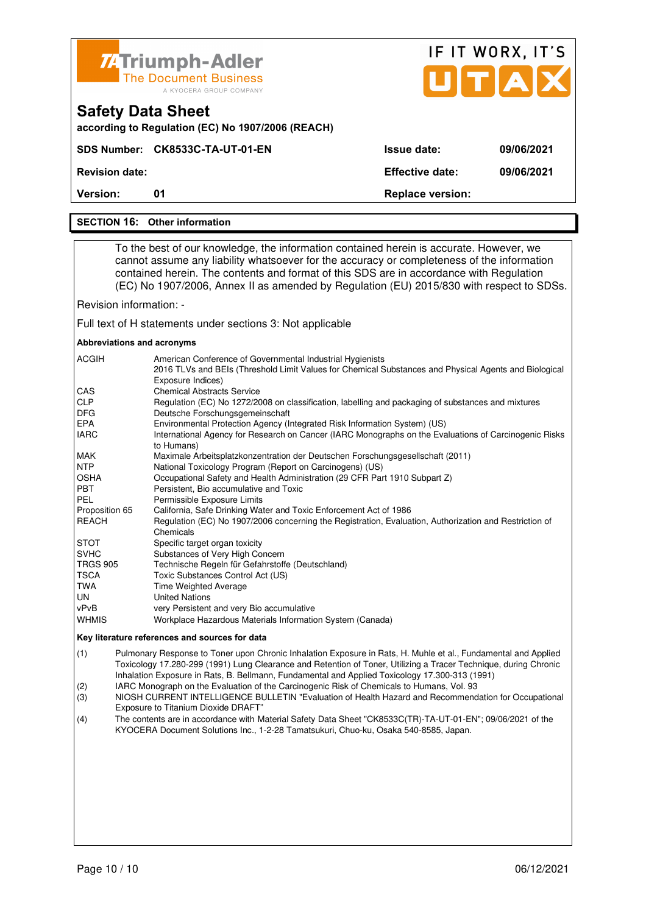## SECTION 16: Other information

To the best of our knowledge, the information contained herein is accurate. However, we cannot assume any liability whatsoever for the accuracy or completeness of the information contained herein. The contents and format of this SDS are in accordance with Regulation (EC) No 1907/2006, Annex II as amended by Regulation (EU) 2015/830 with respect to SDSs.

Revision information: -

Full text of H statements under sections 3: Not applicable

**Abbreviations and acronyms**

| | |
|---|---|
| ACGIH | American Conference of Governmental Industrial Hygienists<br>2016 TLVs and BEIs (Threshold Limit Values for Chemical Substances and Physical Agents and Biological Exposure Indices) |
| CAS | Chemical Abstracts Service |
| CLP | Regulation (EC) No 1272/2008 on classification, labelling and packaging of substances and mixtures |
| DFG | Deutsche Forschungsgemeinschaft |
| EPA | Environmental Protection Agency (Integrated Risk Information System) (US) |
| IARC | International Agency for Research on Cancer (IARC Monographs on the Evaluations of Carcinogenic Risks to Humans) |
| MAK | Maximale Arbeitsplatzkonzentration der Deutschen Forschungsgesellschaft (2011) |
| NTP | National Toxicology Program (Report on Carcinogens) (US) |
| OSHA | Occupational Safety and Health Administration (29 CFR Part 1910 Subpart Z) |
| PBT | Persistent, Bio accumulative and Toxic |
| PEL | Permissible Exposure Limits |
| Proposition 65 | California, Safe Drinking Water and Toxic Enforcement Act of 1986 |
| REACH | Regulation (EC) No 1907/2006 concerning the Registration, Evaluation, Authorization and Restriction of Chemicals |
| STOT | Specific target organ toxicity |
| SVHC | Substances of Very High Concern |
| TRGS 905 | Technische Regeln für Gefahrstoffe (Deutschland) |
| TSCA | Toxic Substances Control Act (US) |
| TWA | Time Weighted Average |
| UN | United Nations |
| vPvB | very Persistent and very Bio accumulative |
| WHMIS | Workplace Hazardous Materials Information System (Canada) |

**Key literature references and sources for data**

(1) Pulmonary Response to Toner upon Chronic Inhalation Exposure in Rats, H. Muhle et al., Fundamental and Applied Toxicology 17.280-299 (1991) Lung Clearance and Retention of Toner, Utilizing a Tracer Technique, during Chronic Inhalation Exposure in Rats, B. Bellmann, Fundamental and Applied Toxicology 17.300-313 (1991)

(2) IARC Monograph on the Evaluation of the Carcinogenic Risk of Chemicals to Humans, Vol. 93

(3) NIOSH CURRENT INTELLIGENCE BULLETIN "Evaluation of Health Hazard and Recommendation for Occupational Exposure to Titanium Dioxide DRAFT"

(4) The contents are in accordance with Material Safety Data Sheet "CK8533C(TR)-TA-UT-01-EN"; 09/06/2021 of the KYOCERA Document Solutions Inc., 1-2-28 Tamatsukuri, Chuo-ku, Osaka 540-8585, Japan.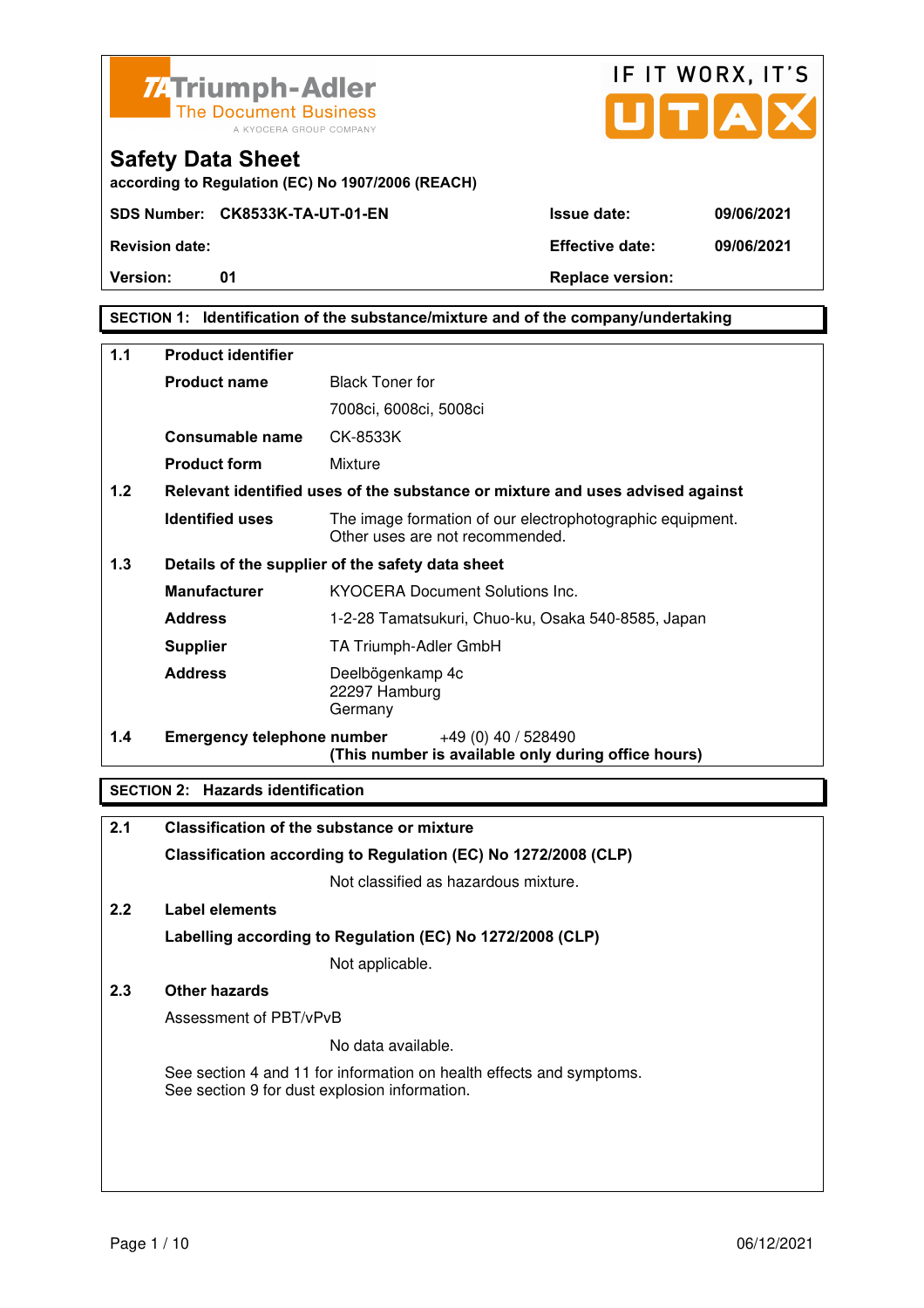Triumph-Adler
The Document Business
A KYOCERA GROUP COMPANY

IF IT WORX, IT'S UTAX

# Safety Data Sheet

according to Regulation (EC) No 1907/2006 (REACH)

| SDS Number: | CK8533K-TA-UT-01-EN | Issue date: | 09/06/2021 |
|---|---|---|---|
| Revision date: | | Effective date: | 09/06/2021 |
| Version: | 01 | Replace version: | |

## SECTION 1: Identification of the substance/mixture and of the company/undertaking

**1.1 Product identifier**

| | |
|---|---|
| **Product name** | Black Toner for 7008ci, 6008ci, 5008ci |
| **Consumable name** | CK-8533K |
| **Product form** | Mixture |

**1.2 Relevant identified uses of the substance or mixture and uses advised against**

| | |
|---|---|
| **Identified uses** | The image formation of our electrophotographic equipment. Other uses are not recommended. |

**1.3 Details of the supplier of the safety data sheet**

| | |
|---|---|
| **Manufacturer** | KYOCERA Document Solutions Inc. |
| **Address** | 1-2-28 Tamatsukuri, Chuo-ku, Osaka 540-8585, Japan |
| **Supplier** | TA Triumph-Adler GmbH |
| **Address** | Deelbögenkamp 4c<br>22297 Hamburg<br>Germany |

**1.4 Emergency telephone number** +49 (0) 40 / 528490
**(This number is available only during office hours)**

## SECTION 2: Hazards identification

**2.1 Classification of the substance or mixture**

**Classification according to Regulation (EC) No 1272/2008 (CLP)**

Not classified as hazardous mixture.

**2.2 Label elements**

**Labelling according to Regulation (EC) No 1272/2008 (CLP)**

Not applicable.

**2.3 Other hazards**

Assessment of PBT/vPvB

No data available.

See section 4 and 11 for information on health effects and symptoms.
See section 9 for dust explosion information.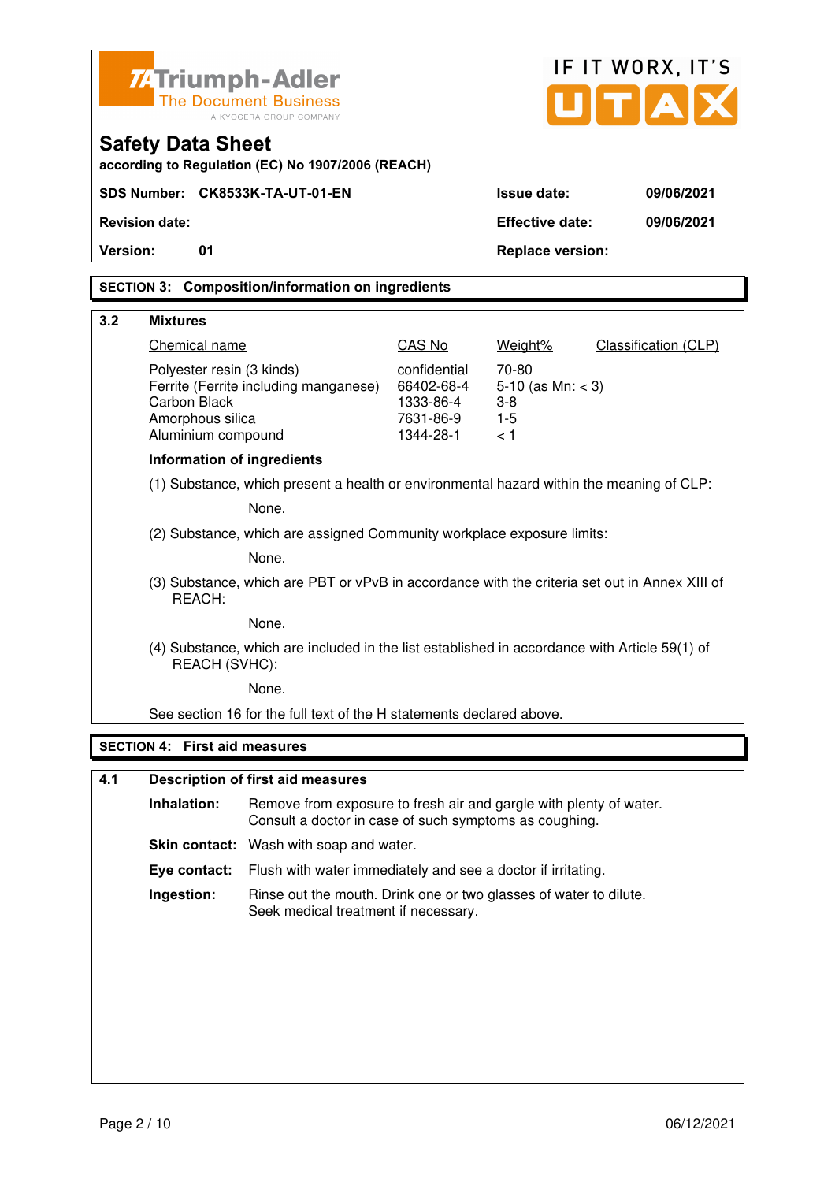**Safety Data Sheet**
according to Regulation (EC) No 1907/2006 (REACH)

| SDS Number: CK8533K-TA-UT-01-EN | Issue date: | 09/06/2021 |
|---|---|---|
| Revision date: | Effective date: | 09/06/2021 |
| Version: 01 | Replace version: | |

## SECTION 3: Composition/information on ingredients

### 3.2 Mixtures

| Chemical name | CAS No | Weight% | Classification (CLP) |
|---|---|---|---|
| Polyester resin (3 kinds) | confidential | 70-80 | |
| Ferrite (Ferrite including manganese) | 66402-68-4 | 5-10 (as Mn: < 3) | |
| Carbon Black | 1333-86-4 | 3-8 | |
| Amorphous silica | 7631-86-9 | 1-5 | |
| Aluminium compound | 1344-28-1 | < 1 | |

**Information of ingredients**

(1) Substance, which present a health or environmental hazard within the meaning of CLP:

None.

(2) Substance, which are assigned Community workplace exposure limits:

None.

(3) Substance, which are PBT or vPvB in accordance with the criteria set out in Annex XIII of REACH:

None.

(4) Substance, which are included in the list established in accordance with Article 59(1) of REACH (SVHC):

None.

See section 16 for the full text of the H statements declared above.

## SECTION 4: First aid measures

### 4.1 Description of first aid measures

**Inhalation:** Remove from exposure to fresh air and gargle with plenty of water. Consult a doctor in case of such symptoms as coughing.

**Skin contact:** Wash with soap and water.

**Eye contact:** Flush with water immediately and see a doctor if irritating.

**Ingestion:** Rinse out the mouth. Drink one or two glasses of water to dilute. Seek medical treatment if necessary.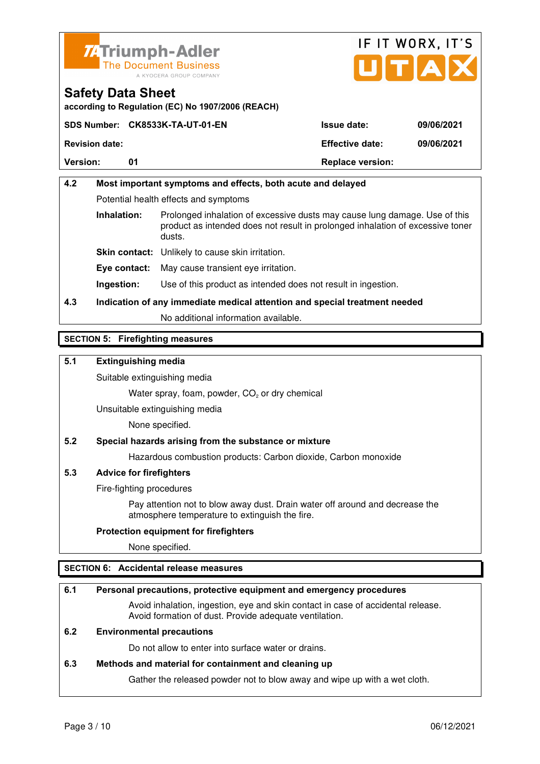## 4.2 Most important symptoms and effects, both acute and delayed

Potential health effects and symptoms

**Inhalation:** Prolonged inhalation of excessive dusts may cause lung damage. Use of this product as intended does not result in prolonged inhalation of excessive toner dusts.

**Skin contact:** Unlikely to cause skin irritation.

**Eye contact:** May cause transient eye irritation.

**Ingestion:** Use of this product as intended does not result in ingestion.

## 4.3 Indication of any immediate medical attention and special treatment needed

No additional information available.

# SECTION 5: Firefighting measures

## 5.1 Extinguishing media

Suitable extinguishing media

Water spray, foam, powder, $CO_2$ or dry chemical

Unsuitable extinguishing media

None specified.

## 5.2 Special hazards arising from the substance or mixture

Hazardous combustion products: Carbon dioxide, Carbon monoxide

## 5.3 Advice for firefighters

Fire-fighting procedures

Pay attention not to blow away dust. Drain water off around and decrease the atmosphere temperature to extinguish the fire.

**Protection equipment for firefighters**

None specified.

# SECTION 6: Accidental release measures

## 6.1 Personal precautions, protective equipment and emergency procedures

Avoid inhalation, ingestion, eye and skin contact in case of accidental release. Avoid formation of dust. Provide adequate ventilation.

## 6.2 Environmental precautions

Do not allow to enter into surface water or drains.

## 6.3 Methods and material for containment and cleaning up

Gather the released powder not to blow away and wipe up with a wet cloth.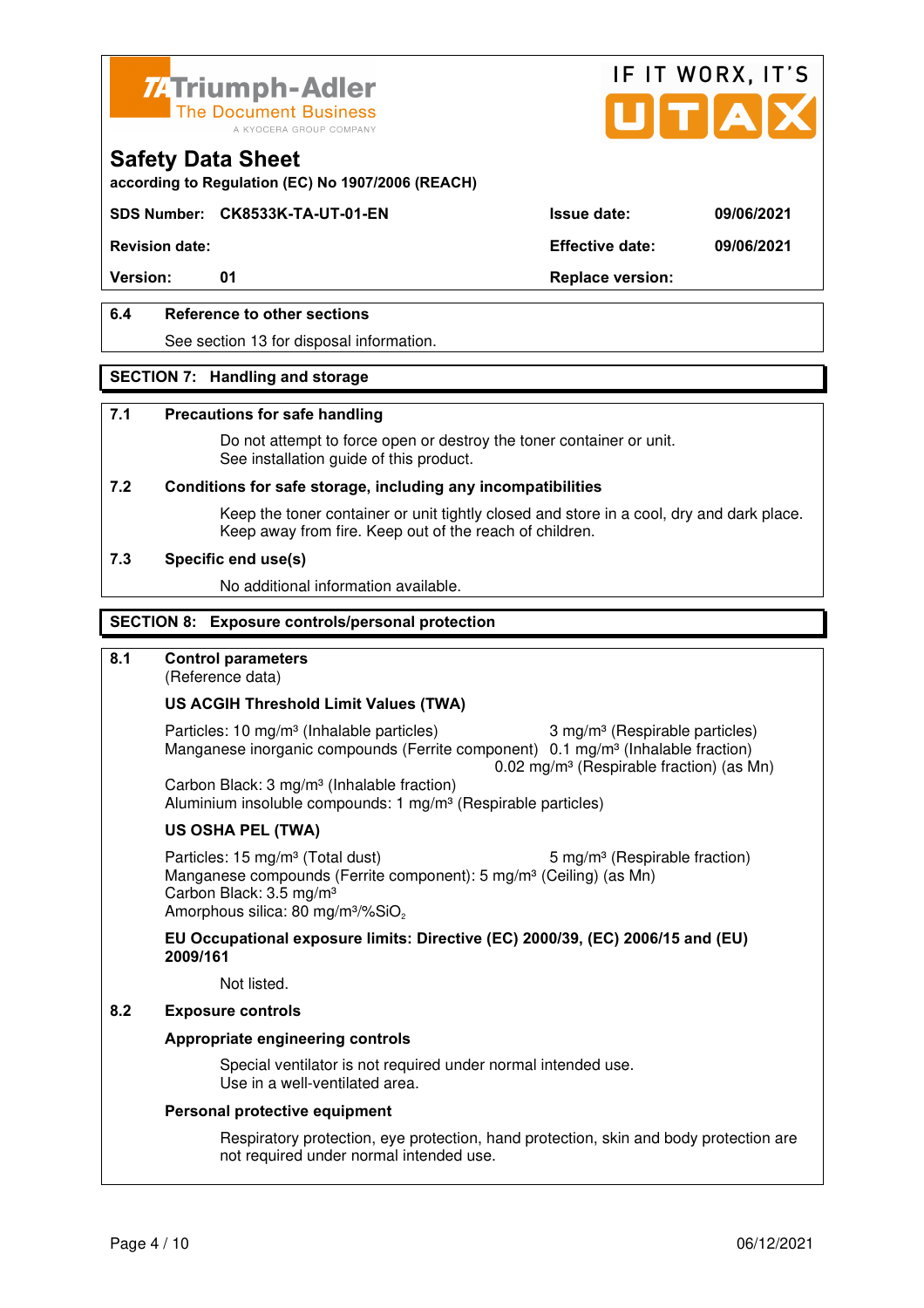# Safety Data Sheet

according to Regulation (EC) No 1907/2006 (REACH)

| SDS Number: | CK8533K-TA-UT-01-EN | Issue date: | 09/06/2021 |
|---|---|---|---|
| Revision date: | | Effective date: | 09/06/2021 |
| Version: | 01 | Replace version: | |

### 6.4 Reference to other sections

See section 13 for disposal information.

## SECTION 7: Handling and storage

### 7.1 Precautions for safe handling

Do not attempt to force open or destroy the toner container or unit.
See installation guide of this product.

### 7.2 Conditions for safe storage, including any incompatibilities

Keep the toner container or unit tightly closed and store in a cool, dry and dark place.
Keep away from fire. Keep out of the reach of children.

### 7.3 Specific end use(s)

No additional information available.

## SECTION 8: Exposure controls/personal protection

### 8.1 Control parameters

(Reference data)

**US ACGIH Threshold Limit Values (TWA)**

Particles: 10 mg/m³ (Inhalable particles) 3 mg/m³ (Respirable particles)
Manganese inorganic compounds (Ferrite component) 0.1 mg/m³ (Inhalable fraction) 0.02 mg/m³ (Respirable fraction) (as Mn)
Carbon Black: 3 mg/m³ (Inhalable fraction)
Aluminium insoluble compounds: 1 mg/m³ (Respirable particles)

**US OSHA PEL (TWA)**

Particles: 15 mg/m³ (Total dust) 5 mg/m³ (Respirable fraction)
Manganese compounds (Ferrite component): 5 mg/m³ (Ceiling) (as Mn)
Carbon Black: 3.5 mg/m³
Amorphous silica: 80 mg/m³/%$SiO_2$

**EU Occupational exposure limits: Directive (EC) 2000/39, (EC) 2006/15 and (EU) 2009/161**

Not listed.

### 8.2 Exposure controls

**Appropriate engineering controls**

Special ventilator is not required under normal intended use.
Use in a well-ventilated area.

**Personal protective equipment**

Respiratory protection, eye protection, hand protection, skin and body protection are not required under normal intended use.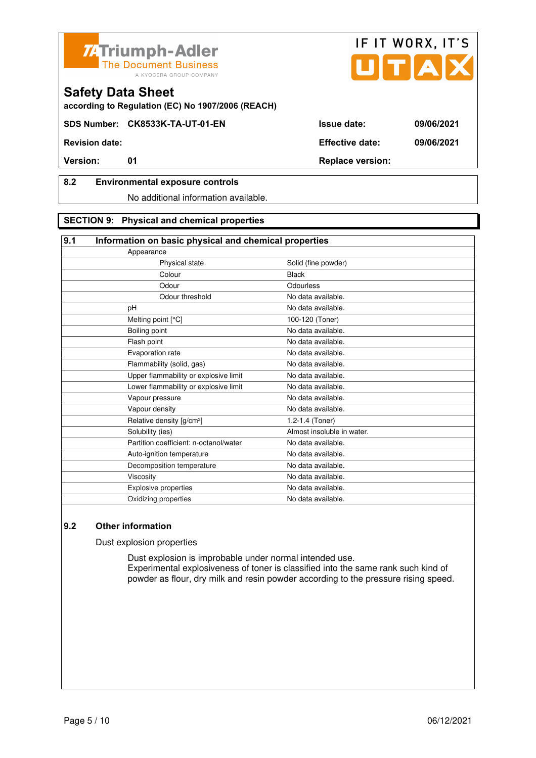## 8.2 Environmental exposure controls

No additional information available.

## SECTION 9: Physical and chemical properties

### 9.1 Information on basic physical and chemical properties

| Property | Value |
|---|---|
| Appearance | |
| Physical state | Solid (fine powder) |
| Colour | Black |
| Odour | Odourless |
| Odour threshold | No data available. |
| pH | No data available. |
| Melting point [°C] | 100-120 (Toner) |
| Boiling point | No data available. |
| Flash point | No data available. |
| Evaporation rate | No data available. |
| Flammability (solid, gas) | No data available. |
| Upper flammability or explosive limit | No data available. |
| Lower flammability or explosive limit | No data available. |
| Vapour pressure | No data available. |
| Vapour density | No data available. |
| Relative density [g/cm³] | 1.2-1.4 (Toner) |
| Solubility (ies) | Almost insoluble in water. |
| Partition coefficient: n-octanol/water | No data available. |
| Auto-ignition temperature | No data available. |
| Decomposition temperature | No data available. |
| Viscosity | No data available. |
| Explosive properties | No data available. |
| Oxidizing properties | No data available. |

### 9.2 Other information

Dust explosion properties

Dust explosion is improbable under normal intended use.
Experimental explosiveness of toner is classified into the same rank such kind of powder as flour, dry milk and resin powder according to the pressure rising speed.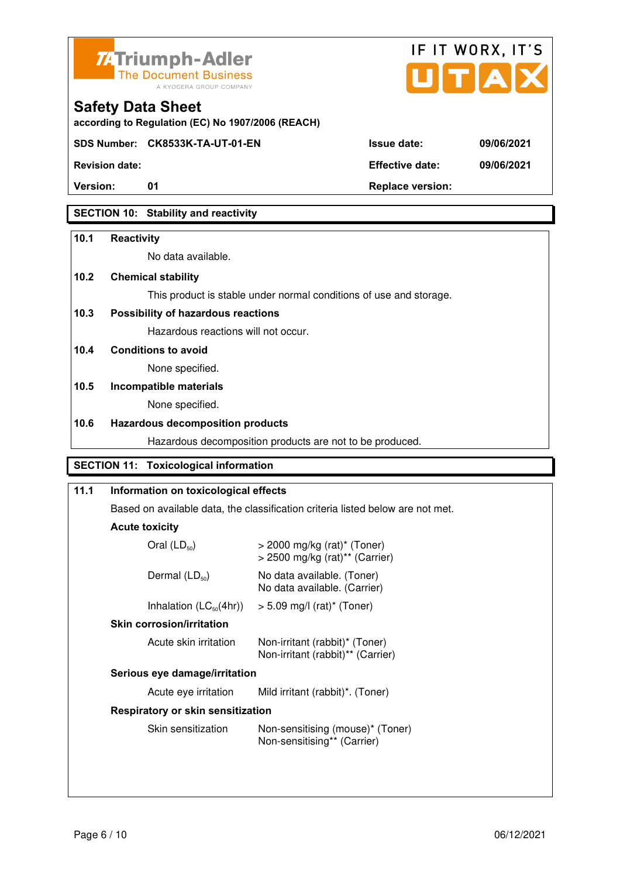# Safety Data Sheet

according to Regulation (EC) No 1907/2006 (REACH)

| | | | |
|---|---|---|---|
| **SDS Number:** | **CK8533K-TA-UT-01-EN** | **Issue date:** | **09/06/2021** |
| **Revision date:** | | **Effective date:** | **09/06/2021** |
| **Version:** | **01** | **Replace version:** | |

## SECTION 10: Stability and reactivity

### 10.1 Reactivity

No data available.

### 10.2 Chemical stability

This product is stable under normal conditions of use and storage.

### 10.3 Possibility of hazardous reactions

Hazardous reactions will not occur.

### 10.4 Conditions to avoid

None specified.

### 10.5 Incompatible materials

None specified.

### 10.6 Hazardous decomposition products

Hazardous decomposition products are not to be produced.

## SECTION 11: Toxicological information

### 11.1 Information on toxicological effects

Based on available data, the classification criteria listed below are not met.

**Acute toxicity**

| | |
|---|---|
| Oral ($LD_{50}$) | > 2000 mg/kg (rat)* (Toner)<br>> 2500 mg/kg (rat)** (Carrier) |
| Dermal ($LD_{50}$) | No data available. (Toner)<br>No data available. (Carrier) |
| Inhalation ($LC_{50}$(4hr)) | > 5.09 mg/l (rat)* (Toner) |

**Skin corrosion/irritation**

| | |
|---|---|
| Acute skin irritation | Non-irritant (rabbit)* (Toner)<br>Non-irritant (rabbit)** (Carrier) |

**Serious eye damage/irritation**

| | |
|---|---|
| Acute eye irritation | Mild irritant (rabbit)*. (Toner) |

**Respiratory or skin sensitization**

| | |
|---|---|
| Skin sensitization | Non-sensitising (mouse)* (Toner)<br>Non-sensitising** (Carrier) |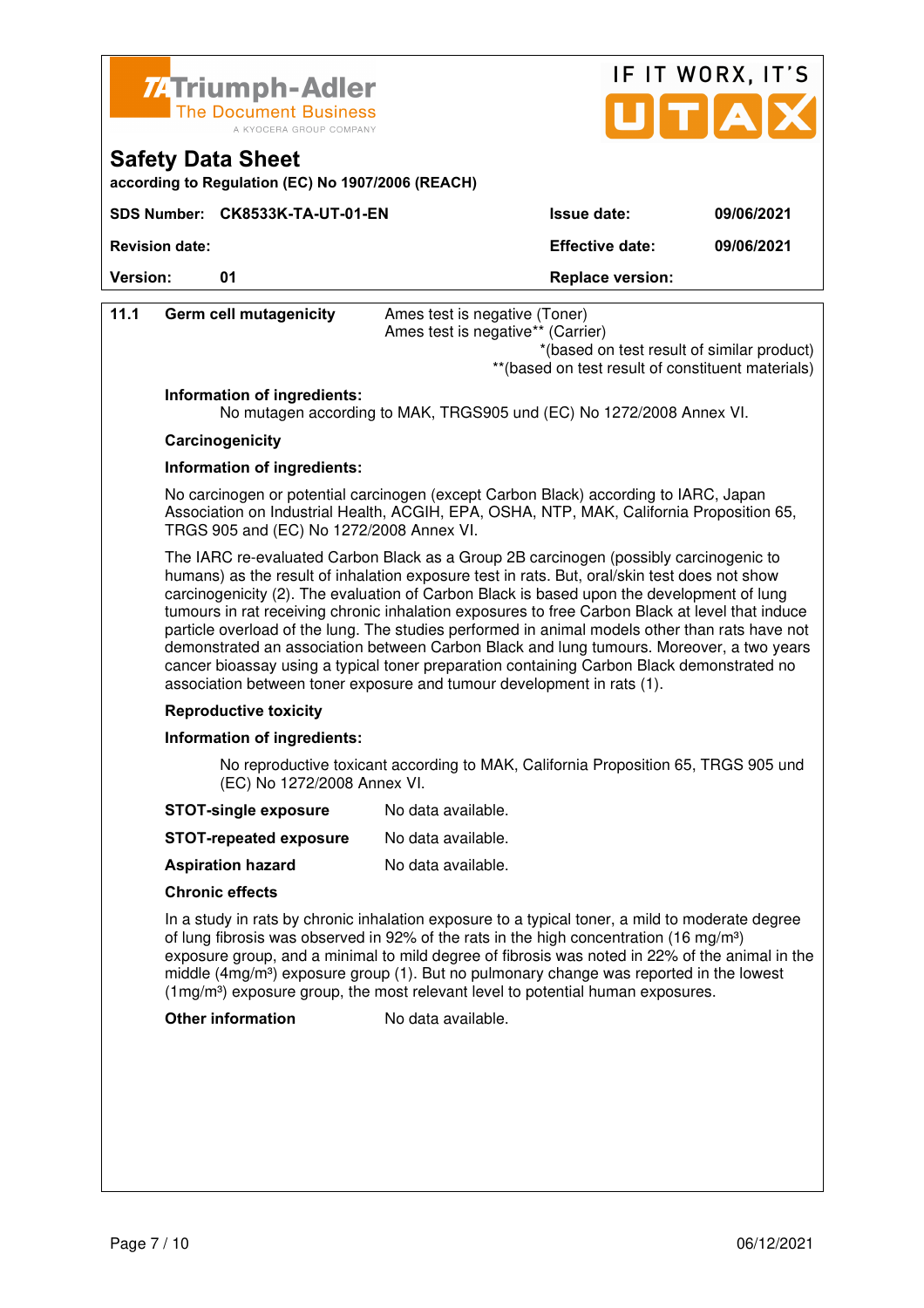**Safety Data Sheet**

according to Regulation (EC) No 1907/2006 (REACH)

| SDS Number: CK8533K-TA-UT-01-EN | Issue date: | 09/06/2021 |
|---|---|---|
| Revision date: | Effective date: | 09/06/2021 |
| Version: 01 | Replace version: | |

**11.1 Germ cell mutagenicity**

Ames test is negative (Toner)
Ames test is negative** (Carrier)

*(based on test result of similar product)
**(based on test result of constituent materials)

**Information of ingredients:**

No mutagen according to MAK, TRGS905 und (EC) No 1272/2008 Annex VI.

**Carcinogenicity**

**Information of ingredients:**

No carcinogen or potential carcinogen (except Carbon Black) according to IARC, Japan Association on Industrial Health, ACGIH, EPA, OSHA, NTP, MAK, California Proposition 65, TRGS 905 and (EC) No 1272/2008 Annex VI.

The IARC re-evaluated Carbon Black as a Group 2B carcinogen (possibly carcinogenic to humans) as the result of inhalation exposure test in rats. But, oral/skin test does not show carcinogenicity (2). The evaluation of Carbon Black is based upon the development of lung tumours in rat receiving chronic inhalation exposures to free Carbon Black at level that induce particle overload of the lung. The studies performed in animal models other than rats have not demonstrated an association between Carbon Black and lung tumours. Moreover, a two years cancer bioassay using a typical toner preparation containing Carbon Black demonstrated no association between toner exposure and tumour development in rats (1).

**Reproductive toxicity**

**Information of ingredients:**

No reproductive toxicant according to MAK, California Proposition 65, TRGS 905 und (EC) No 1272/2008 Annex VI.

**STOT-single exposure** No data available.

**STOT-repeated exposure** No data available.

**Aspiration hazard** No data available.

**Chronic effects**

In a study in rats by chronic inhalation exposure to a typical toner, a mild to moderate degree of lung fibrosis was observed in 92% of the rats in the high concentration (16 $mg/m^3$) exposure group, and a minimal to mild degree of fibrosis was noted in 22% of the animal in the middle (4$mg/m^3$) exposure group (1). But no pulmonary change was reported in the lowest (1$mg/m^3$) exposure group, the most relevant level to potential human exposures.

**Other information** No data available.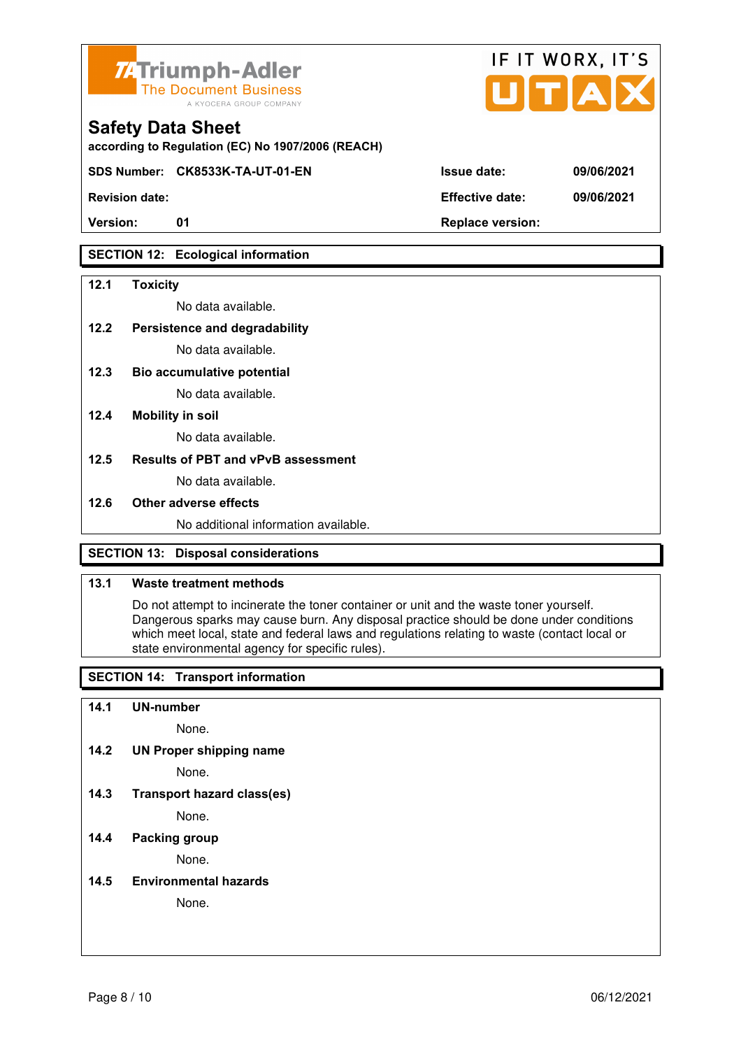## SECTION 12: Ecological information

**12.1 Toxicity**

No data available.

**12.2 Persistence and degradability**

No data available.

**12.3 Bio accumulative potential**

No data available.

**12.4 Mobility in soil**

No data available.

**12.5 Results of PBT and vPvB assessment**

No data available.

**12.6 Other adverse effects**

No additional information available.

## SECTION 13: Disposal considerations

**13.1 Waste treatment methods**

Do not attempt to incinerate the toner container or unit and the waste toner yourself. Dangerous sparks may cause burn. Any disposal practice should be done under conditions which meet local, state and federal laws and regulations relating to waste (contact local or state environmental agency for specific rules).

## SECTION 14: Transport information

**14.1 UN-number**

None.

**14.2 UN Proper shipping name**

None.

**14.3 Transport hazard class(es)**

None.

**14.4 Packing group**

None.

**14.5 Environmental hazards**

None.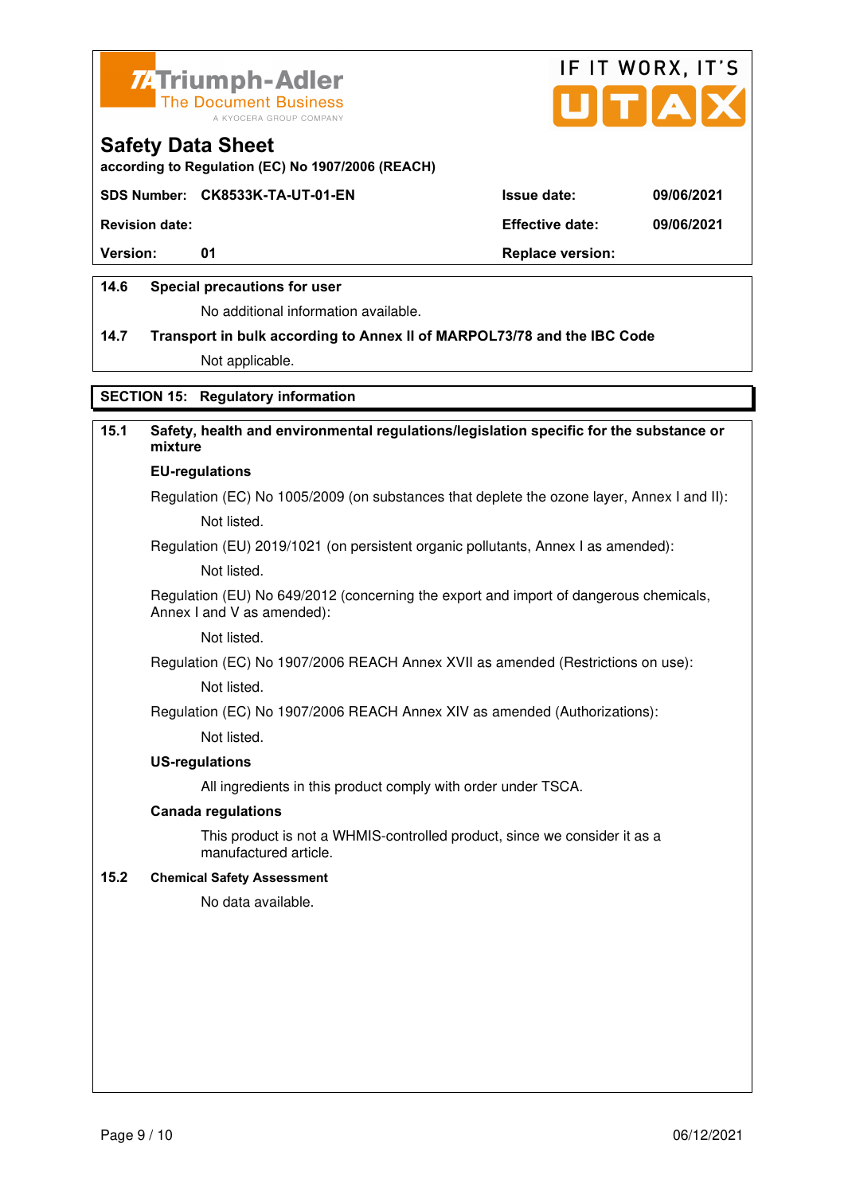**14.6 Special precautions for user**

No additional information available.

**14.7 Transport in bulk according to Annex II of MARPOL73/78 and the IBC Code**

Not applicable.

## SECTION 15: Regulatory information

**15.1 Safety, health and environmental regulations/legislation specific for the substance or mixture**

**EU-regulations**

Regulation (EC) No 1005/2009 (on substances that deplete the ozone layer, Annex I and II):

Not listed.

Regulation (EU) 2019/1021 (on persistent organic pollutants, Annex I as amended):

Not listed.

Regulation (EU) No 649/2012 (concerning the export and import of dangerous chemicals, Annex I and V as amended):

Not listed.

Regulation (EC) No 1907/2006 REACH Annex XVII as amended (Restrictions on use):

Not listed.

Regulation (EC) No 1907/2006 REACH Annex XIV as amended (Authorizations):

Not listed.

**US-regulations**

All ingredients in this product comply with order under TSCA.

**Canada regulations**

This product is not a WHMIS-controlled product, since we consider it as a manufactured article.

**15.2 Chemical Safety Assessment**

No data available.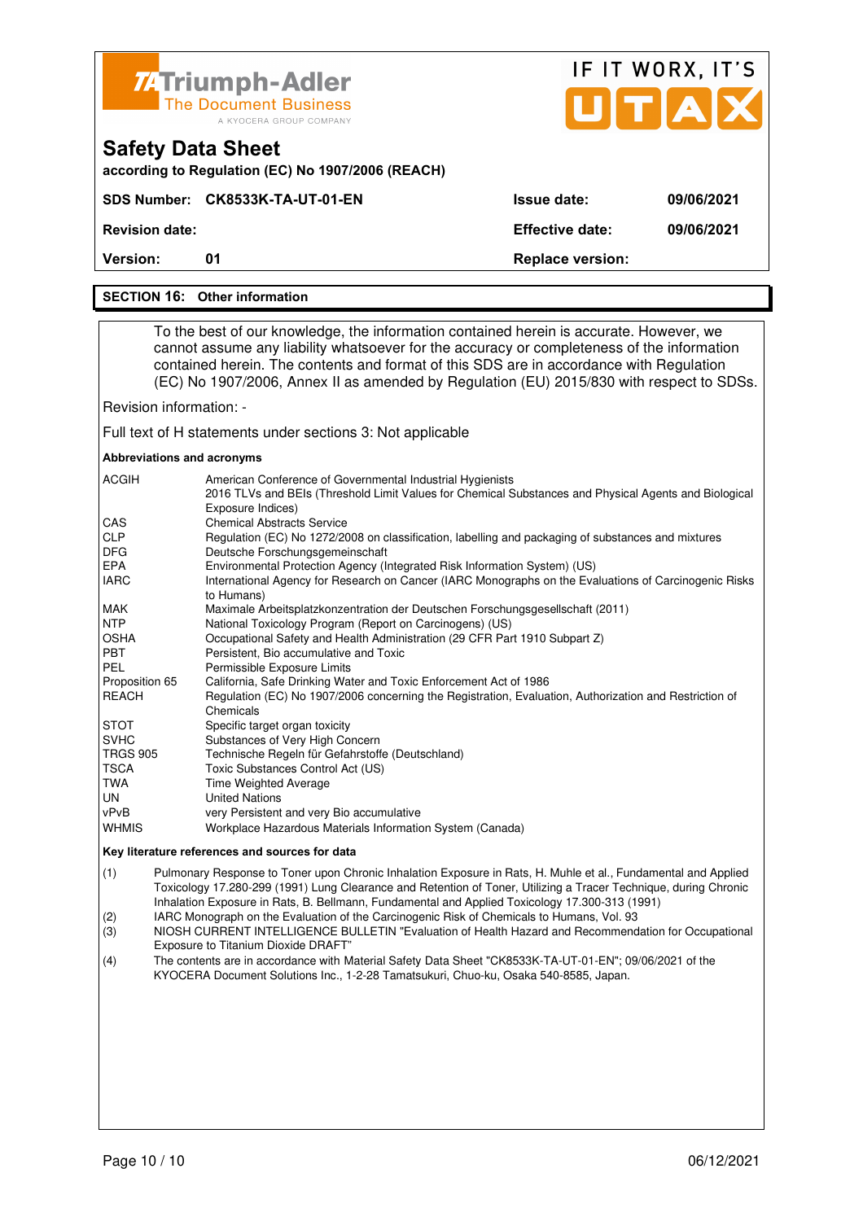# Safety Data Sheet

according to Regulation (EC) No 1907/2006 (REACH)

| SDS Number: | CK8533K-TA-UT-01-EN | Issue date: | 09/06/2021 |
|---|---|---|---|
| Revision date: | | Effective date: | 09/06/2021 |
| Version: | 01 | Replace version: | |

## SECTION 16: Other information

To the best of our knowledge, the information contained herein is accurate. However, we cannot assume any liability whatsoever for the accuracy or completeness of the information contained herein. The contents and format of this SDS are in accordance with Regulation (EC) No 1907/2006, Annex II as amended by Regulation (EU) 2015/830 with respect to SDSs.

Revision information: -

Full text of H statements under sections 3: Not applicable

**Abbreviations and acronyms**

| | |
|---|---|
| ACGIH | American Conference of Governmental Industrial Hygienists<br>2016 TLVs and BEIs (Threshold Limit Values for Chemical Substances and Physical Agents and Biological Exposure Indices) |
| CAS | Chemical Abstracts Service |
| CLP | Regulation (EC) No 1272/2008 on classification, labelling and packaging of substances and mixtures |
| DFG | Deutsche Forschungsgemeinschaft |
| EPA | Environmental Protection Agency (Integrated Risk Information System) (US) |
| IARC | International Agency for Research on Cancer (IARC Monographs on the Evaluations of Carcinogenic Risks to Humans) |
| MAK | Maximale Arbeitsplatzkonzentration der Deutschen Forschungsgesellschaft (2011) |
| NTP | National Toxicology Program (Report on Carcinogens) (US) |
| OSHA | Occupational Safety and Health Administration (29 CFR Part 1910 Subpart Z) |
| PBT | Persistent, Bio accumulative and Toxic |
| PEL | Permissible Exposure Limits |
| Proposition 65 | California, Safe Drinking Water and Toxic Enforcement Act of 1986 |
| REACH | Regulation (EC) No 1907/2006 concerning the Registration, Evaluation, Authorization and Restriction of Chemicals |
| STOT | Specific target organ toxicity |
| SVHC | Substances of Very High Concern |
| TRGS 905 | Technische Regeln für Gefahrstoffe (Deutschland) |
| TSCA | Toxic Substances Control Act (US) |
| TWA | Time Weighted Average |
| UN | United Nations |
| vPvB | very Persistent and very Bio accumulative |
| WHMIS | Workplace Hazardous Materials Information System (Canada) |

**Key literature references and sources for data**

(1) Pulmonary Response to Toner upon Chronic Inhalation Exposure in Rats, H. Muhle et al., Fundamental and Applied Toxicology 17.280-299 (1991) Lung Clearance and Retention of Toner, Utilizing a Tracer Technique, during Chronic Inhalation Exposure in Rats, B. Bellmann, Fundamental and Applied Toxicology 17.300-313 (1991)

(2) IARC Monograph on the Evaluation of the Carcinogenic Risk of Chemicals to Humans, Vol. 93

(3) NIOSH CURRENT INTELLIGENCE BULLETIN "Evaluation of Health Hazard and Recommendation for Occupational Exposure to Titanium Dioxide DRAFT"

(4) The contents are in accordance with Material Safety Data Sheet "CK8533K-TA-UT-01-EN"; 09/06/2021 of the KYOCERA Document Solutions Inc., 1-2-28 Tamatsukuri, Chuo-ku, Osaka 540-8585, Japan.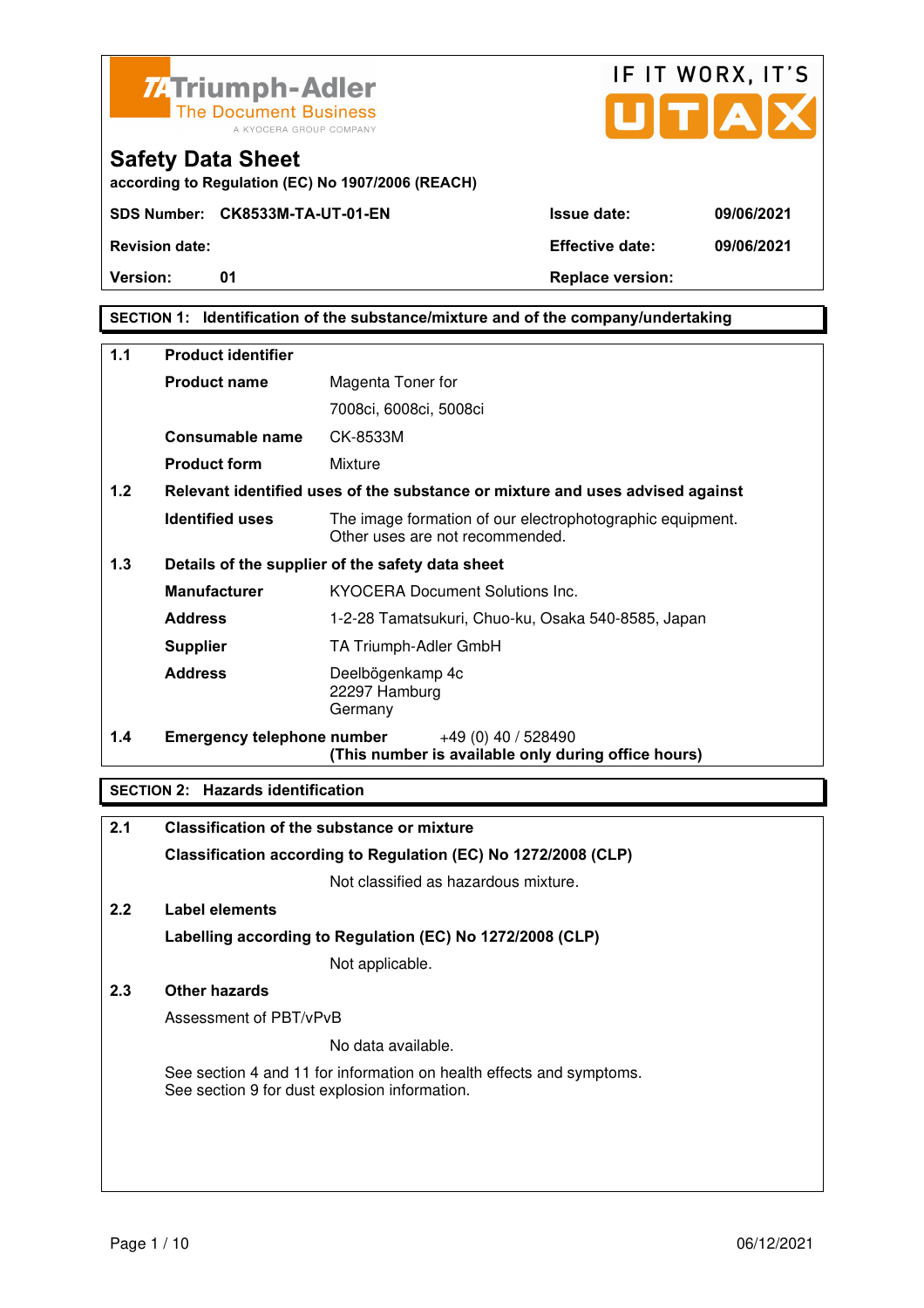# Safety Data Sheet

according to Regulation (EC) No 1907/2006 (REACH)

| | | | |
|---|---|---|---|
| **SDS Number:** | **CK8533M-TA-UT-01-EN** | **Issue date:** | **09/06/2021** |
| **Revision date:** | | **Effective date:** | **09/06/2021** |
| **Version:** | **01** | **Replace version:** | |

## SECTION 1: Identification of the substance/mixture and of the company/undertaking

**1.1 Product identifier**

| | |
|---|---|
| **Product name** | Magenta Toner for 7008ci, 6008ci, 5008ci |
| **Consumable name** | CK-8533M |
| **Product form** | Mixture |

**1.2 Relevant identified uses of the substance or mixture and uses advised against**

| | |
|---|---|
| **Identified uses** | The image formation of our electrophotographic equipment. Other uses are not recommended. |

**1.3 Details of the supplier of the safety data sheet**

| | |
|---|---|
| **Manufacturer** | KYOCERA Document Solutions Inc. |
| **Address** | 1-2-28 Tamatsukuri, Chuo-ku, Osaka 540-8585, Japan |
| **Supplier** | TA Triumph-Adler GmbH |
| **Address** | Deelbögenkamp 4c<br>22297 Hamburg<br>Germany |

**1.4 Emergency telephone number** +49 (0) 40 / 528490
**(This number is available only during office hours)**

## SECTION 2: Hazards identification

**2.1 Classification of the substance or mixture**

**Classification according to Regulation (EC) No 1272/2008 (CLP)**

Not classified as hazardous mixture.

**2.2 Label elements**

**Labelling according to Regulation (EC) No 1272/2008 (CLP)**

Not applicable.

**2.3 Other hazards**

Assessment of PBT/vPvB

No data available.

See section 4 and 11 for information on health effects and symptoms.
See section 9 for dust explosion information.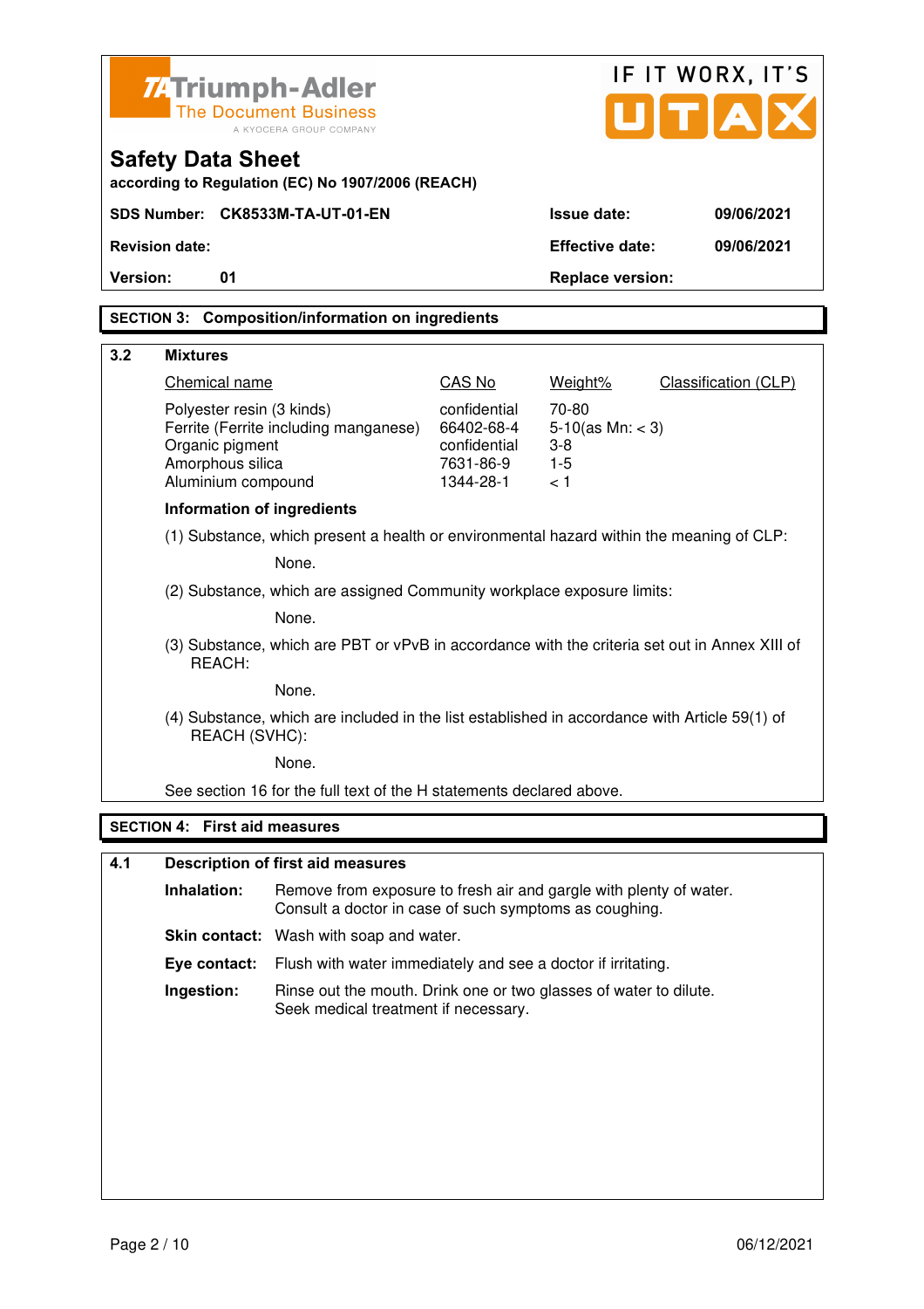Triumph-Adler
The Document Business
A KYOCERA GROUP COMPANY

IF IT WORX, IT'S UTAX

## Safety Data Sheet

**according to Regulation (EC) No 1907/2006 (REACH)**

| | | | |
|---|---|---|---|
| **SDS Number:** | **CK8533M-TA-UT-01-EN** | **Issue date:** | **09/06/2021** |
| **Revision date:** | | **Effective date:** | **09/06/2021** |
| **Version:** | **01** | **Replace version:** | |

## SECTION 3: Composition/information on ingredients

### 3.2 Mixtures

| Chemical name | CAS No | Weight% | Classification (CLP) |
|---|---|---|---|
| Polyester resin (3 kinds) | confidential | 70-80 | |
| Ferrite (Ferrite including manganese) | 66402-68-4 | 5-10(as Mn: < 3) | |
| Organic pigment | confidential | 3-8 | |
| Amorphous silica | 7631-86-9 | 1-5 | |
| Aluminium compound | 1344-28-1 | < 1 | |

**Information of ingredients**

(1) Substance, which present a health or environmental hazard within the meaning of CLP:

None.

(2) Substance, which are assigned Community workplace exposure limits:

None.

(3) Substance, which are PBT or vPvB in accordance with the criteria set out in Annex XIII of REACH:

None.

(4) Substance, which are included in the list established in accordance with Article 59(1) of REACH (SVHC):

None.

See section 16 for the full text of the H statements declared above.

## SECTION 4: First aid measures

### 4.1 Description of first aid measures

**Inhalation:** Remove from exposure to fresh air and gargle with plenty of water. Consult a doctor in case of such symptoms as coughing.

**Skin contact:** Wash with soap and water.

**Eye contact:** Flush with water immediately and see a doctor if irritating.

**Ingestion:** Rinse out the mouth. Drink one or two glasses of water to dilute. Seek medical treatment if necessary.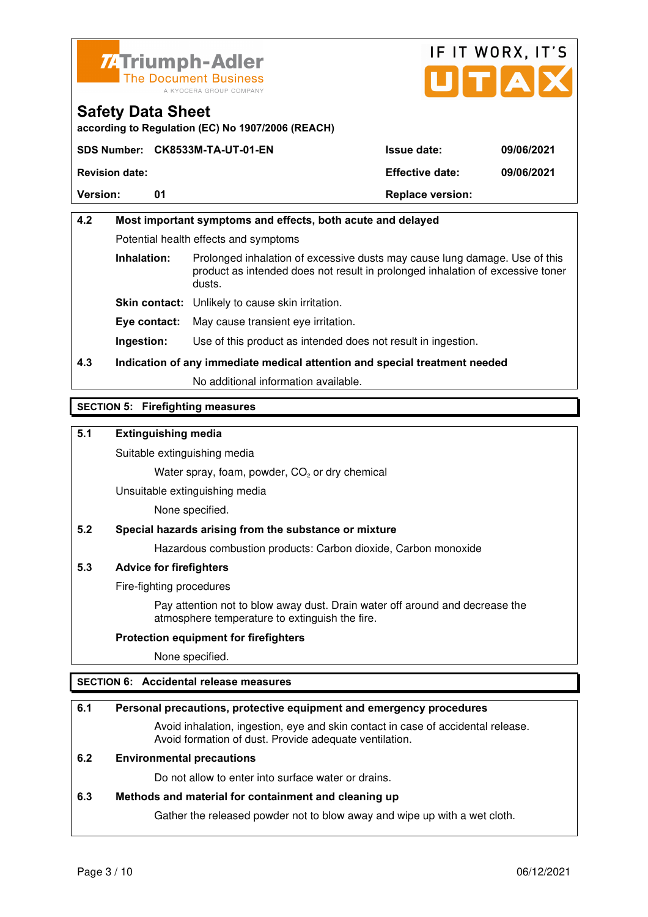**Safety Data Sheet**

according to Regulation (EC) No 1907/2006 (REACH)

| SDS Number: | CK8533M-TA-UT-01-EN | Issue date: | 09/06/2021 |
|---|---|---|---|
| Revision date: | | Effective date: | 09/06/2021 |
| Version: | 01 | Replace version: | |

**4.2 Most important symptoms and effects, both acute and delayed**

Potential health effects and symptoms

**Inhalation:** Prolonged inhalation of excessive dusts may cause lung damage. Use of this product as intended does not result in prolonged inhalation of excessive toner dusts.

**Skin contact:** Unlikely to cause skin irritation.

**Eye contact:** May cause transient eye irritation.

**Ingestion:** Use of this product as intended does not result in ingestion.

**4.3 Indication of any immediate medical attention and special treatment needed**

No additional information available.

## SECTION 5: Firefighting measures

**5.1 Extinguishing media**

Suitable extinguishing media

Water spray, foam, powder, $CO_2$ or dry chemical

Unsuitable extinguishing media

None specified.

**5.2 Special hazards arising from the substance or mixture**

Hazardous combustion products: Carbon dioxide, Carbon monoxide

**5.3 Advice for firefighters**

Fire-fighting procedures

Pay attention not to blow away dust. Drain water off around and decrease the atmosphere temperature to extinguish the fire.

**Protection equipment for firefighters**

None specified.

## SECTION 6: Accidental release measures

**6.1 Personal precautions, protective equipment and emergency procedures**

Avoid inhalation, ingestion, eye and skin contact in case of accidental release. Avoid formation of dust. Provide adequate ventilation.

**6.2 Environmental precautions**

Do not allow to enter into surface water or drains.

**6.3 Methods and material for containment and cleaning up**

Gather the released powder not to blow away and wipe up with a wet cloth.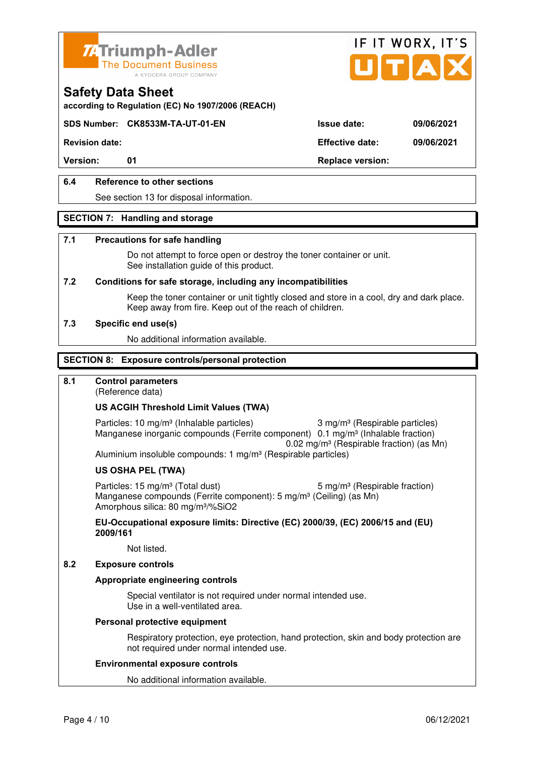## 6.4 Reference to other sections

See section 13 for disposal information.

## SECTION 7: Handling and storage

### 7.1 Precautions for safe handling

Do not attempt to force open or destroy the toner container or unit.
See installation guide of this product.

### 7.2 Conditions for safe storage, including any incompatibilities

Keep the toner container or unit tightly closed and store in a cool, dry and dark place.
Keep away from fire. Keep out of the reach of children.

### 7.3 Specific end use(s)

No additional information available.

## SECTION 8: Exposure controls/personal protection

### 8.1 Control parameters

(Reference data)

**US ACGIH Threshold Limit Values (TWA)**

Particles: 10 mg/m³ (Inhalable particles) 3 mg/m³ (Respirable particles)
Manganese inorganic compounds (Ferrite component) 0.1 mg/m³ (Inhalable fraction)
0.02 mg/m³ (Respirable fraction) (as Mn)
Aluminium insoluble compounds: 1 mg/m³ (Respirable particles)

**US OSHA PEL (TWA)**

Particles: 15 mg/m³ (Total dust) 5 mg/m³ (Respirable fraction)
Manganese compounds (Ferrite component): 5 mg/m³ (Ceiling) (as Mn)
Amorphous silica: 80 mg/m³/%SiO2

**EU-Occupational exposure limits: Directive (EC) 2000/39, (EC) 2006/15 and (EU) 2009/161**

Not listed.

### 8.2 Exposure controls

**Appropriate engineering controls**

Special ventilator is not required under normal intended use.
Use in a well-ventilated area.

**Personal protective equipment**

Respiratory protection, eye protection, hand protection, skin and body protection are not required under normal intended use.

**Environmental exposure controls**

No additional information available.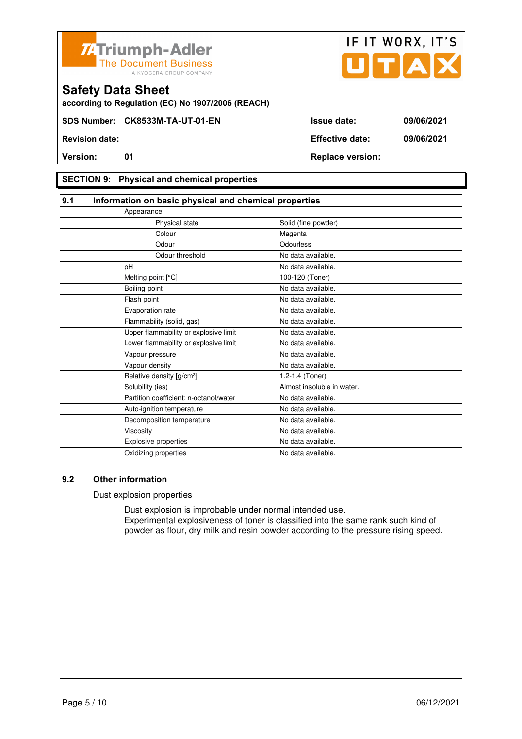# Safety Data Sheet

according to Regulation (EC) No 1907/2006 (REACH)

| SDS Number: CK8533M-TA-UT-01-EN | Issue date: | 09/06/2021 |
|---|---|---|
| Revision date: | Effective date: | 09/06/2021 |
| Version: 01 | Replace version: | |

## SECTION 9: Physical and chemical properties

### 9.1 Information on basic physical and chemical properties

| Property | Value |
|---|---|
| Appearance | |
| Physical state | Solid (fine powder) |
| Colour | Magenta |
| Odour | Odourless |
| Odour threshold | No data available. |
| pH | No data available. |
| Melting point [°C] | 100-120 (Toner) |
| Boiling point | No data available. |
| Flash point | No data available. |
| Evaporation rate | No data available. |
| Flammability (solid, gas) | No data available. |
| Upper flammability or explosive limit | No data available. |
| Lower flammability or explosive limit | No data available. |
| Vapour pressure | No data available. |
| Vapour density | No data available. |
| Relative density [g/cm³] | 1.2-1.4 (Toner) |
| Solubility (ies) | Almost insoluble in water. |
| Partition coefficient: n-octanol/water | No data available. |
| Auto-ignition temperature | No data available. |
| Decomposition temperature | No data available. |
| Viscosity | No data available. |
| Explosive properties | No data available. |
| Oxidizing properties | No data available. |

### 9.2 Other information

Dust explosion properties

Dust explosion is improbable under normal intended use.
Experimental explosiveness of toner is classified into the same rank such kind of powder as flour, dry milk and resin powder according to the pressure rising speed.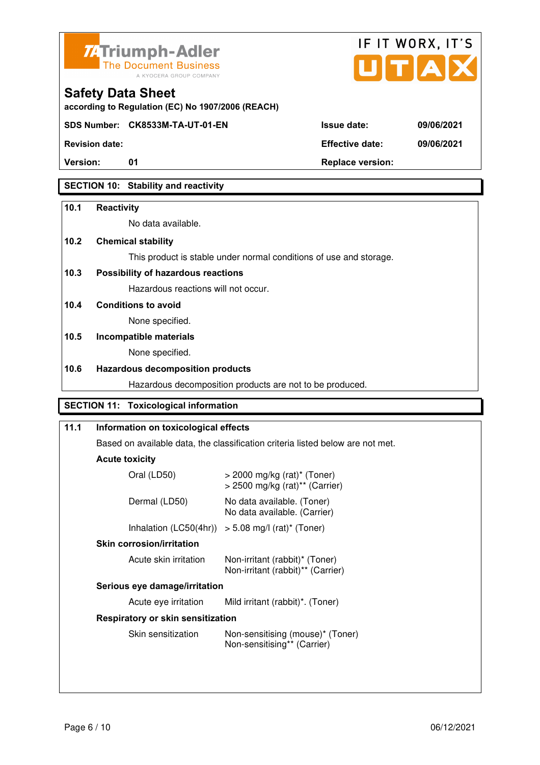## SECTION 10: Stability and reactivity

**10.1 Reactivity**

No data available.

**10.2 Chemical stability**

This product is stable under normal conditions of use and storage.

**10.3 Possibility of hazardous reactions**

Hazardous reactions will not occur.

**10.4 Conditions to avoid**

None specified.

**10.5 Incompatible materials**

None specified.

**10.6 Hazardous decomposition products**

Hazardous decomposition products are not to be produced.

## SECTION 11: Toxicological information

**11.1 Information on toxicological effects**

Based on available data, the classification criteria listed below are not met.

**Acute toxicity**

| | |
|---|---|
| Oral (LD50) | > 2000 mg/kg (rat)* (Toner)<br>> 2500 mg/kg (rat)** (Carrier) |
| Dermal (LD50) | No data available. (Toner)<br>No data available. (Carrier) |
| Inhalation (LC50(4hr)) | > 5.08 mg/l (rat)* (Toner) |

**Skin corrosion/irritation**

| | |
|---|---|
| Acute skin irritation | Non-irritant (rabbit)* (Toner)<br>Non-irritant (rabbit)** (Carrier) |

**Serious eye damage/irritation**

| | |
|---|---|
| Acute eye irritation | Mild irritant (rabbit)*. (Toner) |

**Respiratory or skin sensitization**

| | |
|---|---|
| Skin sensitization | Non-sensitising (mouse)* (Toner)<br>Non-sensitising** (Carrier) |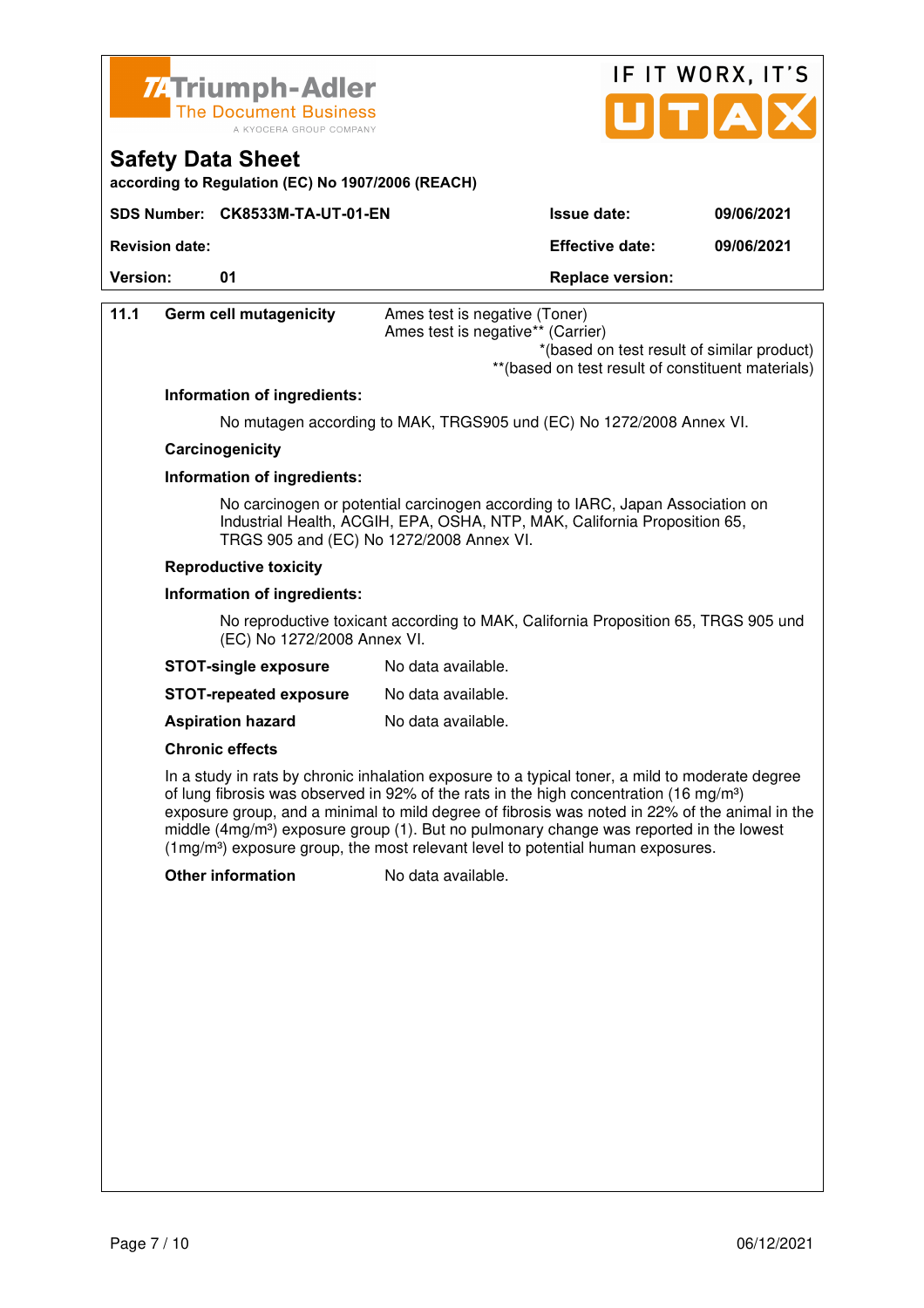**Safety Data Sheet**

according to Regulation (EC) No 1907/2006 (REACH)

| SDS Number: | CK8533M-TA-UT-01-EN | Issue date: | 09/06/2021 |
|---|---|---|---|
| Revision date: | | Effective date: | 09/06/2021 |
| Version: | 01 | Replace version: | |

**11.1 Germ cell mutagenicity**

Ames test is negative (Toner)
Ames test is negative** (Carrier)

*(based on test result of similar product)
**(based on test result of constituent materials)

**Information of ingredients:**

No mutagen according to MAK, TRGS905 und (EC) No 1272/2008 Annex VI.

**Carcinogenicity**

**Information of ingredients:**

No carcinogen or potential carcinogen according to IARC, Japan Association on Industrial Health, ACGIH, EPA, OSHA, NTP, MAK, California Proposition 65, TRGS 905 and (EC) No 1272/2008 Annex VI.

**Reproductive toxicity**

**Information of ingredients:**

No reproductive toxicant according to MAK, California Proposition 65, TRGS 905 und (EC) No 1272/2008 Annex VI.

**STOT-single exposure** No data available.

**STOT-repeated exposure** No data available.

**Aspiration hazard** No data available.

**Chronic effects**

In a study in rats by chronic inhalation exposure to a typical toner, a mild to moderate degree of lung fibrosis was observed in 92% of the rats in the high concentration (16 mg/m³) exposure group, and a minimal to mild degree of fibrosis was noted in 22% of the animal in the middle (4mg/m³) exposure group (1). But no pulmonary change was reported in the lowest (1mg/m³) exposure group, the most relevant level to potential human exposures.

**Other information** No data available.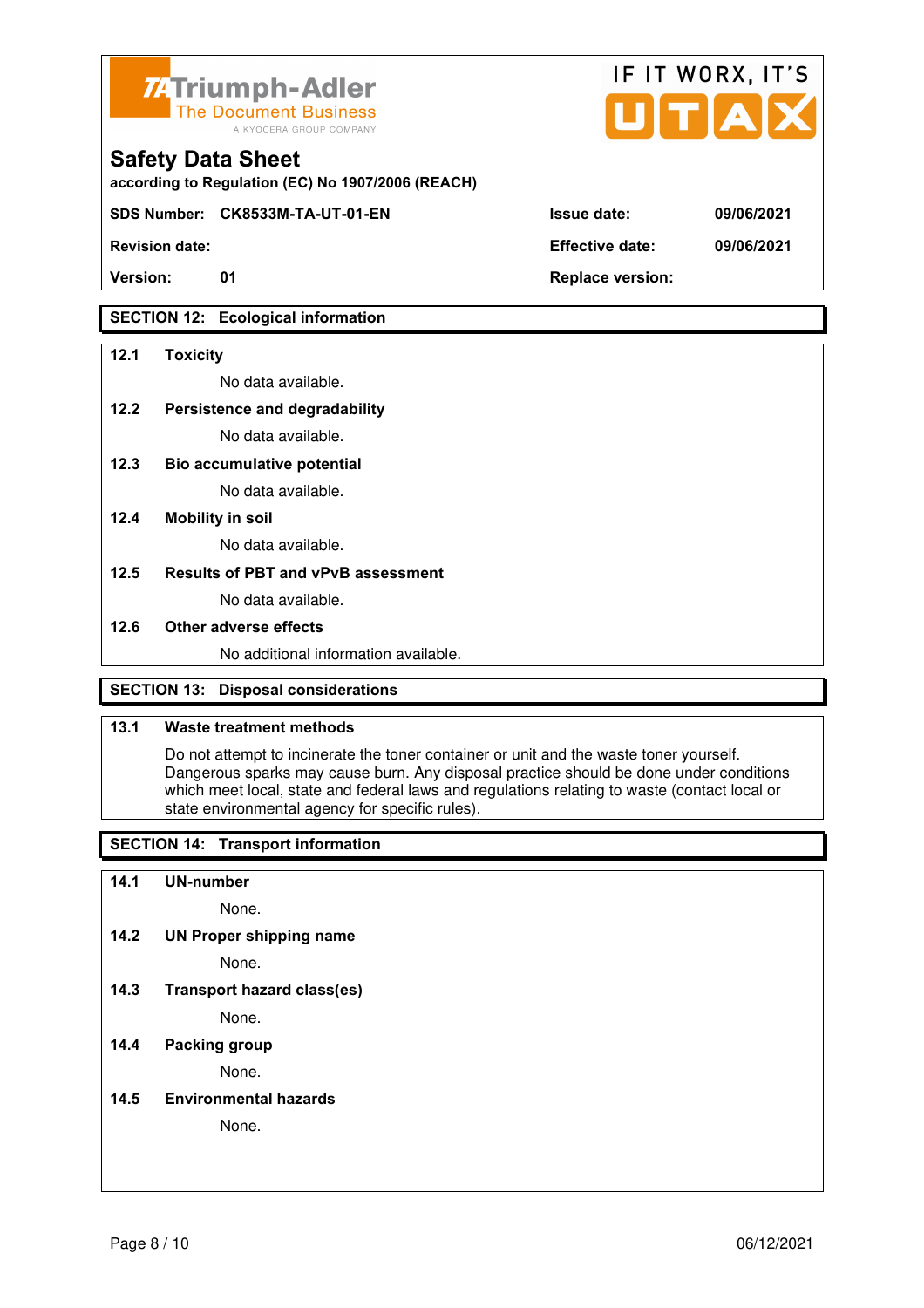## SECTION 12: Ecological information

**12.1 Toxicity**

No data available.

**12.2 Persistence and degradability**

No data available.

**12.3 Bio accumulative potential**

No data available.

**12.4 Mobility in soil**

No data available.

**12.5 Results of PBT and vPvB assessment**

No data available.

**12.6 Other adverse effects**

No additional information available.

## SECTION 13: Disposal considerations

**13.1 Waste treatment methods**

Do not attempt to incinerate the toner container or unit and the waste toner yourself. Dangerous sparks may cause burn. Any disposal practice should be done under conditions which meet local, state and federal laws and regulations relating to waste (contact local or state environmental agency for specific rules).

## SECTION 14: Transport information

**14.1 UN-number**

None.

**14.2 UN Proper shipping name**

None.

**14.3 Transport hazard class(es)**

None.

**14.4 Packing group**

None.

**14.5 Environmental hazards**

None.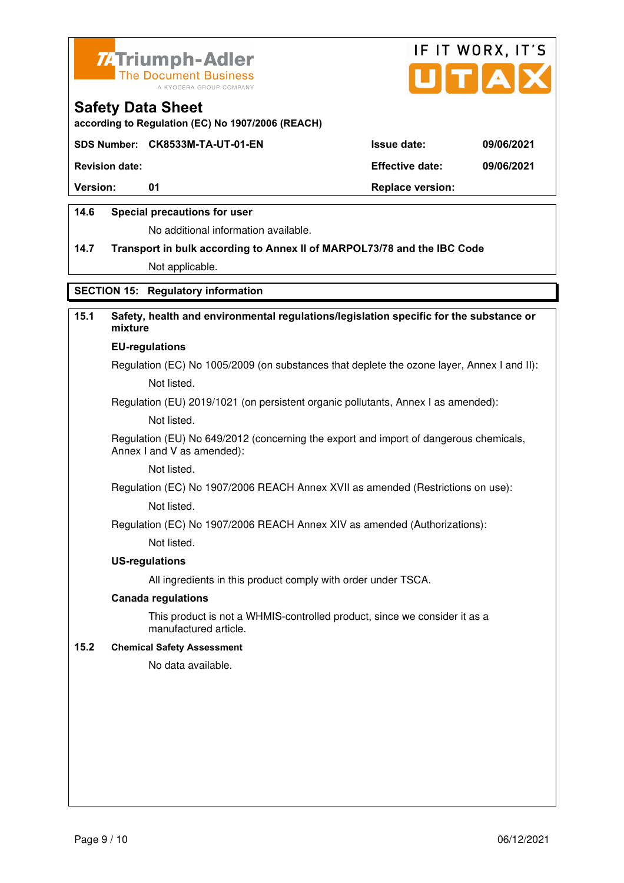# Safety Data Sheet

according to Regulation (EC) No 1907/2006 (REACH)

| SDS Number: CK8533M-TA-UT-01-EN | Issue date: | 09/06/2021 |
|---|---|---|
| Revision date: | Effective date: | 09/06/2021 |
| Version: 01 | Replace version: | |

**14.6 Special precautions for user**

No additional information available.

**14.7 Transport in bulk according to Annex II of MARPOL73/78 and the IBC Code**

Not applicable.

## SECTION 15: Regulatory information

**15.1 Safety, health and environmental regulations/legislation specific for the substance or mixture**

**EU-regulations**

Regulation (EC) No 1005/2009 (on substances that deplete the ozone layer, Annex I and II):

Not listed.

Regulation (EU) 2019/1021 (on persistent organic pollutants, Annex I as amended):

Not listed.

Regulation (EU) No 649/2012 (concerning the export and import of dangerous chemicals, Annex I and V as amended):

Not listed.

Regulation (EC) No 1907/2006 REACH Annex XVII as amended (Restrictions on use):

Not listed.

Regulation (EC) No 1907/2006 REACH Annex XIV as amended (Authorizations):

Not listed.

**US-regulations**

All ingredients in this product comply with order under TSCA.

**Canada regulations**

This product is not a WHMIS-controlled product, since we consider it as a manufactured article.

**15.2 Chemical Safety Assessment**

No data available.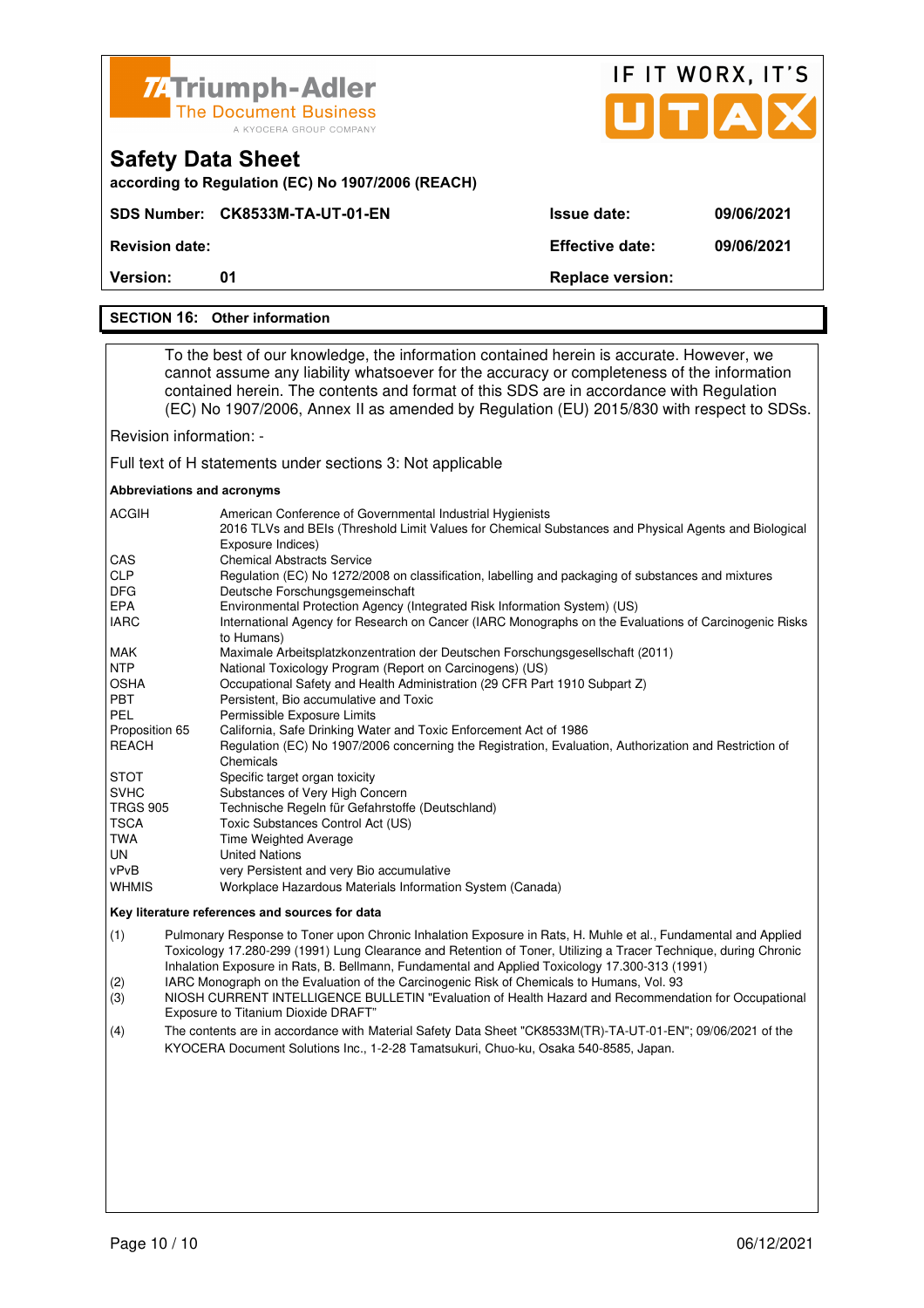## SECTION 16: Other information

To the best of our knowledge, the information contained herein is accurate. However, we cannot assume any liability whatsoever for the accuracy or completeness of the information contained herein. The contents and format of this SDS are in accordance with Regulation (EC) No 1907/2006, Annex II as amended by Regulation (EU) 2015/830 with respect to SDSs.

Revision information: -

Full text of H statements under sections 3: Not applicable

**Abbreviations and acronyms**

| | |
|---|---|
| ACGIH | American Conference of Governmental Industrial Hygienists<br>2016 TLVs and BEIs (Threshold Limit Values for Chemical Substances and Physical Agents and Biological Exposure Indices) |
| CAS | Chemical Abstracts Service |
| CLP | Regulation (EC) No 1272/2008 on classification, labelling and packaging of substances and mixtures |
| DFG | Deutsche Forschungsgemeinschaft |
| EPA | Environmental Protection Agency (Integrated Risk Information System) (US) |
| IARC | International Agency for Research on Cancer (IARC Monographs on the Evaluations of Carcinogenic Risks to Humans) |
| MAK | Maximale Arbeitsplatzkonzentration der Deutschen Forschungsgesellschaft (2011) |
| NTP | National Toxicology Program (Report on Carcinogens) (US) |
| OSHA | Occupational Safety and Health Administration (29 CFR Part 1910 Subpart Z) |
| PBT | Persistent, Bio accumulative and Toxic |
| PEL | Permissible Exposure Limits |
| Proposition 65 | California, Safe Drinking Water and Toxic Enforcement Act of 1986 |
| REACH | Regulation (EC) No 1907/2006 concerning the Registration, Evaluation, Authorization and Restriction of Chemicals |
| STOT | Specific target organ toxicity |
| SVHC | Substances of Very High Concern |
| TRGS 905 | Technische Regeln für Gefahrstoffe (Deutschland) |
| TSCA | Toxic Substances Control Act (US) |
| TWA | Time Weighted Average |
| UN | United Nations |
| vPvB | very Persistent and very Bio accumulative |
| WHMIS | Workplace Hazardous Materials Information System (Canada) |

**Key literature references and sources for data**

(1) Pulmonary Response to Toner upon Chronic Inhalation Exposure in Rats, H. Muhle et al., Fundamental and Applied Toxicology 17.280-299 (1991) Lung Clearance and Retention of Toner, Utilizing a Tracer Technique, during Chronic Inhalation Exposure in Rats, B. Bellmann, Fundamental and Applied Toxicology 17.300-313 (1991)

(2) IARC Monograph on the Evaluation of the Carcinogenic Risk of Chemicals to Humans, Vol. 93

(3) NIOSH CURRENT INTELLIGENCE BULLETIN "Evaluation of Health Hazard and Recommendation for Occupational Exposure to Titanium Dioxide DRAFT"

(4) The contents are in accordance with Material Safety Data Sheet "CK8533M(TR)-TA-UT-01-EN"; 09/06/2021 of the KYOCERA Document Solutions Inc., 1-2-28 Tamatsukuri, Chuo-ku, Osaka 540-8585, Japan.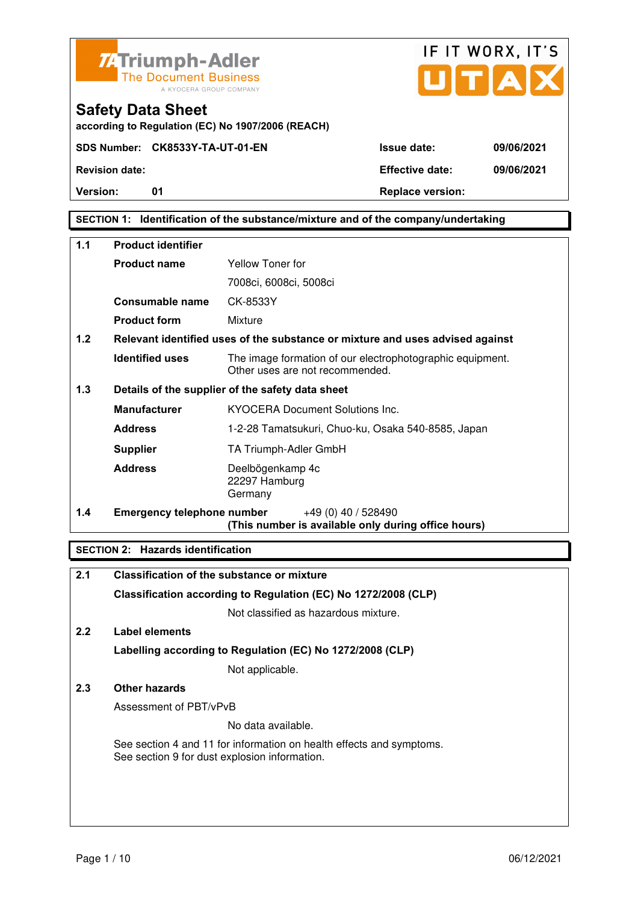# Safety Data Sheet

according to Regulation (EC) No 1907/2006 (REACH)

| SDS Number: CK8533Y-TA-UT-01-EN | Issue date: | 09/06/2021 |
|---|---|---|
| Revision date: | Effective date: | 09/06/2021 |
| Version: 01 | Replace version: | |

## SECTION 1: Identification of the substance/mixture and of the company/undertaking

**1.1 Product identifier**

| | |
|---|---|
| **Product name** | Yellow Toner for 7008ci, 6008ci, 5008ci |
| **Consumable name** | CK-8533Y |
| **Product form** | Mixture |

**1.2 Relevant identified uses of the substance or mixture and uses advised against**

| | |
|---|---|
| **Identified uses** | The image formation of our electrophotographic equipment. Other uses are not recommended. |

**1.3 Details of the supplier of the safety data sheet**

| | |
|---|---|
| **Manufacturer** | KYOCERA Document Solutions Inc. |
| **Address** | 1-2-28 Tamatsukuri, Chuo-ku, Osaka 540-8585, Japan |
| **Supplier** | TA Triumph-Adler GmbH |
| **Address** | Deelbögenkamp 4c<br>22297 Hamburg<br>Germany |

**1.4 Emergency telephone number** +49 (0) 40 / 528490
**(This number is available only during office hours)**

## SECTION 2: Hazards identification

**2.1 Classification of the substance or mixture**

**Classification according to Regulation (EC) No 1272/2008 (CLP)**

Not classified as hazardous mixture.

**2.2 Label elements**

**Labelling according to Regulation (EC) No 1272/2008 (CLP)**

Not applicable.

**2.3 Other hazards**

Assessment of PBT/vPvB

No data available.

See section 4 and 11 for information on health effects and symptoms.
See section 9 for dust explosion information.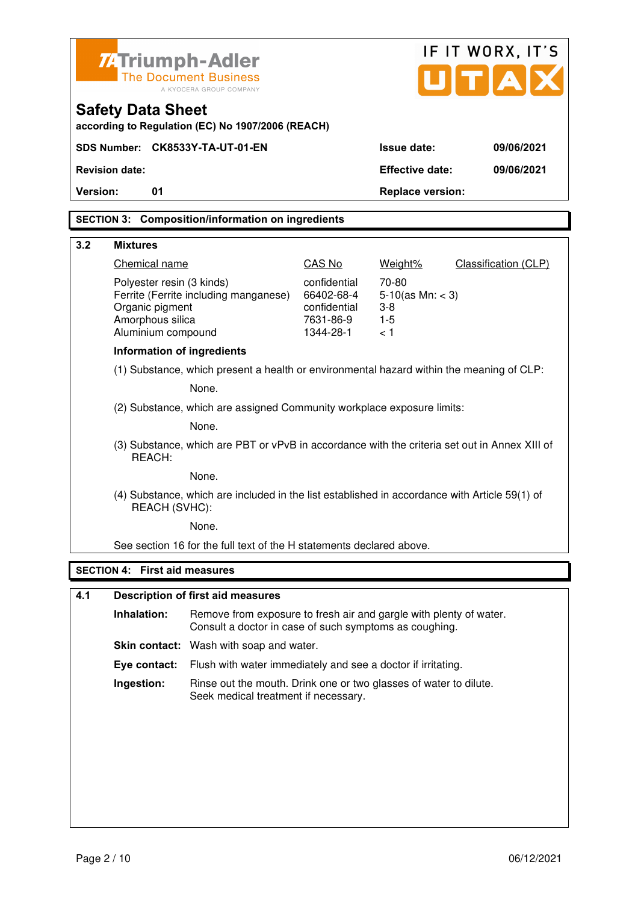Triumph-Adler
The Document Business
A KYOCERA GROUP COMPANY

IF IT WORX, IT'S UTAX

# Safety Data Sheet

according to Regulation (EC) No 1907/2006 (REACH)

| SDS Number: | CK8533Y-TA-UT-01-EN | Issue date: | 09/06/2021 |
|---|---|---|---|
| Revision date: | | Effective date: | 09/06/2021 |
| Version: | 01 | Replace version: | |

## SECTION 3: Composition/information on ingredients

### 3.2 Mixtures

| Chemical name | CAS No | Weight% | Classification (CLP) |
|---|---|---|---|
| Polyester resin (3 kinds) | confidential | 70-80 | |
| Ferrite (Ferrite including manganese) | 66402-68-4 | 5-10(as Mn: < 3) | |
| Organic pigment | confidential | 3-8 | |
| Amorphous silica | 7631-86-9 | 1-5 | |
| Aluminium compound | 1344-28-1 | < 1 | |

**Information of ingredients**

(1) Substance, which present a health or environmental hazard within the meaning of CLP:

None.

(2) Substance, which are assigned Community workplace exposure limits:

None.

(3) Substance, which are PBT or vPvB in accordance with the criteria set out in Annex XIII of REACH:

None.

(4) Substance, which are included in the list established in accordance with Article 59(1) of REACH (SVHC):

None.

See section 16 for the full text of the H statements declared above.

## SECTION 4: First aid measures

### 4.1 Description of first aid measures

**Inhalation:** Remove from exposure to fresh air and gargle with plenty of water. Consult a doctor in case of such symptoms as coughing.

**Skin contact:** Wash with soap and water.

**Eye contact:** Flush with water immediately and see a doctor if irritating.

**Ingestion:** Rinse out the mouth. Drink one or two glasses of water to dilute. Seek medical treatment if necessary.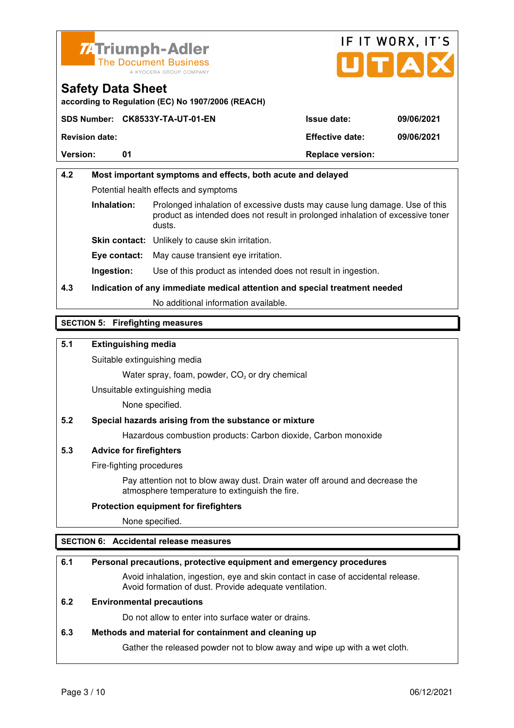**4.2 Most important symptoms and effects, both acute and delayed**

Potential health effects and symptoms

**Inhalation:** Prolonged inhalation of excessive dusts may cause lung damage. Use of this product as intended does not result in prolonged inhalation of excessive toner dusts.

**Skin contact:** Unlikely to cause skin irritation.

**Eye contact:** May cause transient eye irritation.

**Ingestion:** Use of this product as intended does not result in ingestion.

**4.3 Indication of any immediate medical attention and special treatment needed**

No additional information available.

## SECTION 5: Firefighting measures

**5.1 Extinguishing media**

Suitable extinguishing media

Water spray, foam, powder, $CO_2$ or dry chemical

Unsuitable extinguishing media

None specified.

**5.2 Special hazards arising from the substance or mixture**

Hazardous combustion products: Carbon dioxide, Carbon monoxide

**5.3 Advice for firefighters**

Fire-fighting procedures

Pay attention not to blow away dust. Drain water off around and decrease the atmosphere temperature to extinguish the fire.

**Protection equipment for firefighters**

None specified.

## SECTION 6: Accidental release measures

**6.1 Personal precautions, protective equipment and emergency procedures**

Avoid inhalation, ingestion, eye and skin contact in case of accidental release. Avoid formation of dust. Provide adequate ventilation.

**6.2 Environmental precautions**

Do not allow to enter into surface water or drains.

**6.3 Methods and material for containment and cleaning up**

Gather the released powder not to blow away and wipe up with a wet cloth.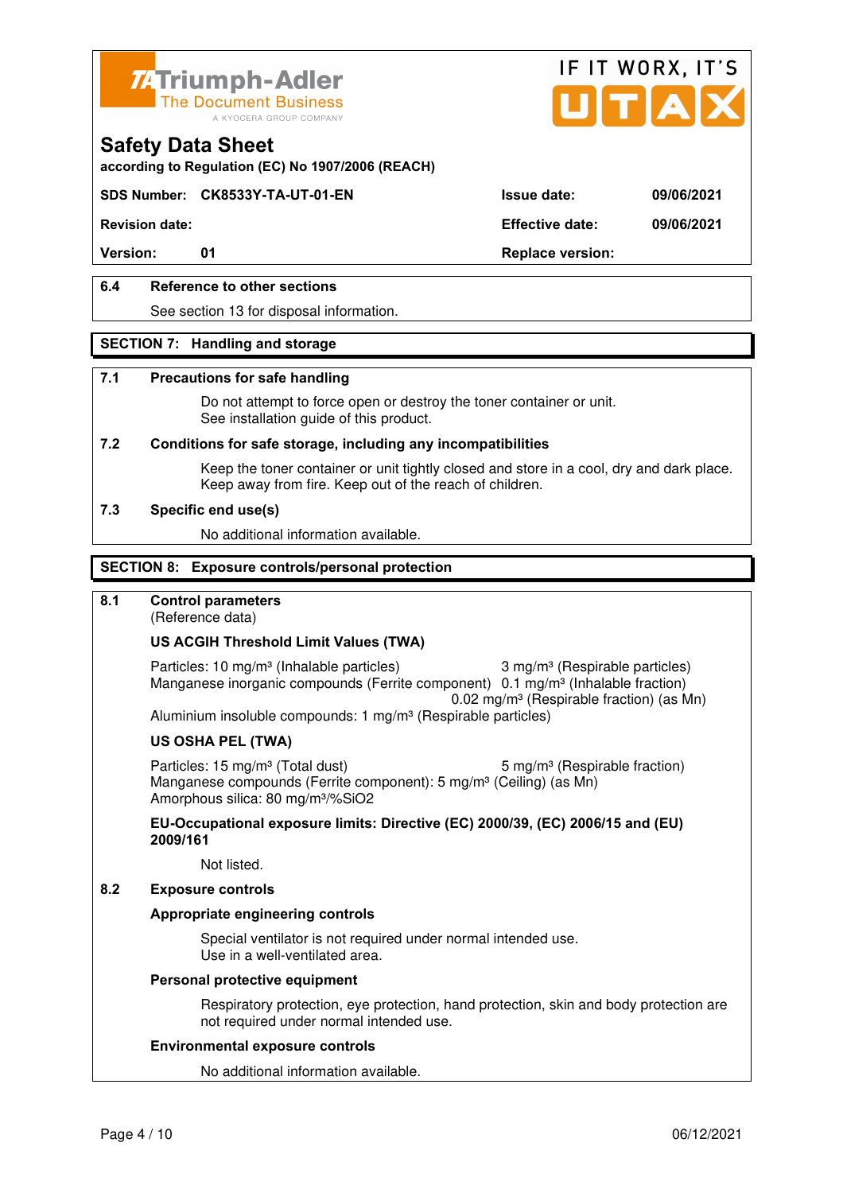## Safety Data Sheet

according to Regulation (EC) No 1907/2006 (REACH)

| SDS Number: CK8533Y-TA-UT-01-EN | Issue date: | 09/06/2021 |
|---|---|---|
| Revision date: | Effective date: | 09/06/2021 |
| Version: 01 | Replace version: | |

**6.4 Reference to other sections**

See section 13 for disposal information.

## SECTION 7: Handling and storage

**7.1 Precautions for safe handling**

Do not attempt to force open or destroy the toner container or unit.
See installation guide of this product.

**7.2 Conditions for safe storage, including any incompatibilities**

Keep the toner container or unit tightly closed and store in a cool, dry and dark place.
Keep away from fire. Keep out of the reach of children.

**7.3 Specific end use(s)**

No additional information available.

## SECTION 8: Exposure controls/personal protection

**8.1 Control parameters**
(Reference data)

**US ACGIH Threshold Limit Values (TWA)**

Particles: 10 mg/m³ (Inhalable particles) 3 mg/m³ (Respirable particles)
Manganese inorganic compounds (Ferrite component) 0.1 mg/m³ (Inhalable fraction)
0.02 mg/m³ (Respirable fraction) (as Mn)
Aluminium insoluble compounds: 1 mg/m³ (Respirable particles)

**US OSHA PEL (TWA)**

Particles: 15 mg/m³ (Total dust) 5 mg/m³ (Respirable fraction)
Manganese compounds (Ferrite component): 5 mg/m³ (Ceiling) (as Mn)
Amorphous silica: 80 mg/m³/%$SiO_2$

**EU-Occupational exposure limits: Directive (EC) 2000/39, (EC) 2006/15 and (EU) 2009/161**

Not listed.

**8.2 Exposure controls**

**Appropriate engineering controls**

Special ventilator is not required under normal intended use.
Use in a well-ventilated area.

**Personal protective equipment**

Respiratory protection, eye protection, hand protection, skin and body protection are not required under normal intended use.

**Environmental exposure controls**

No additional information available.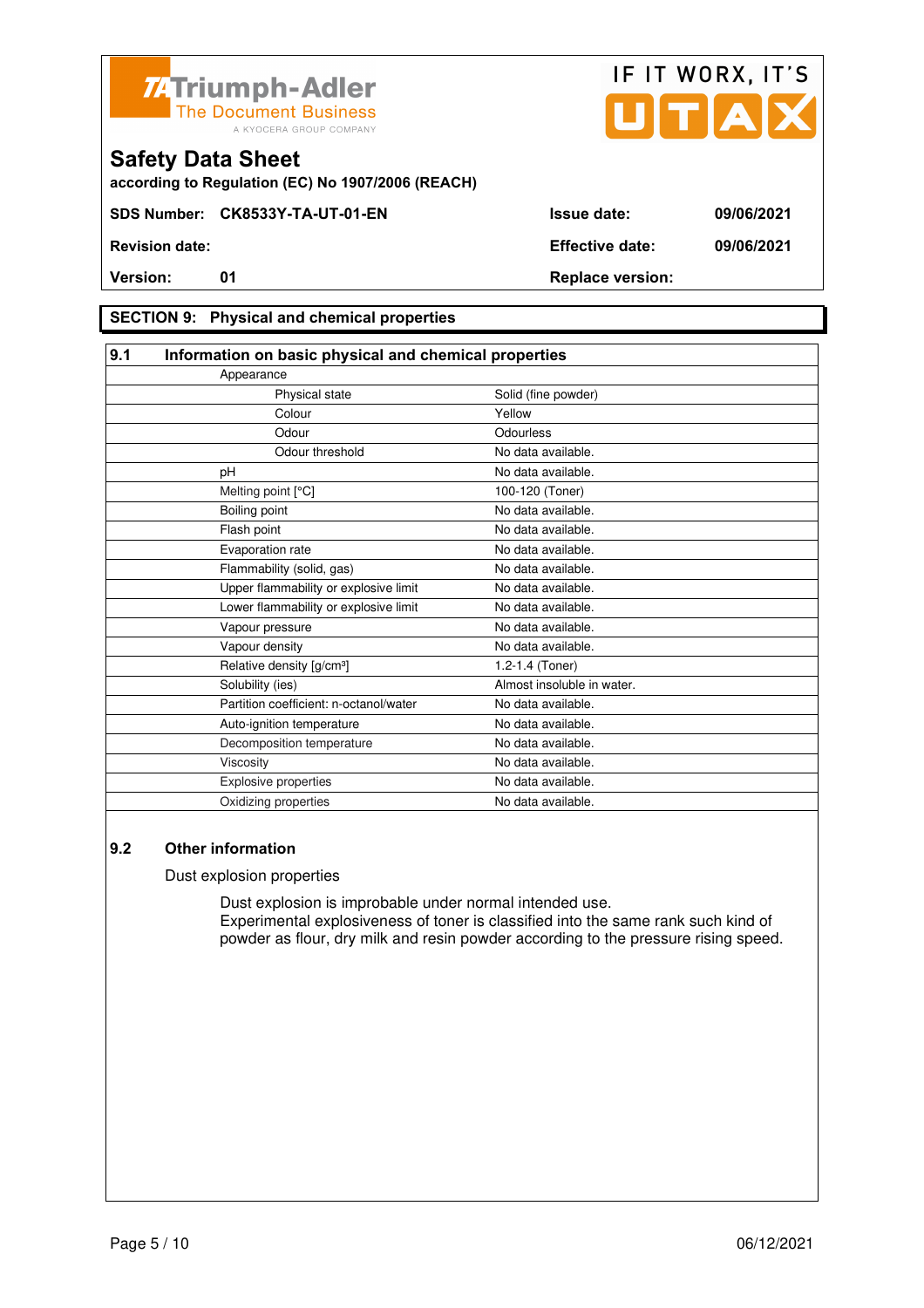## SECTION 9: Physical and chemical properties

### 9.1 Information on basic physical and chemical properties

| | |
|---|---|
| Appearance | |
| Physical state | Solid (fine powder) |
| Colour | Yellow |
| Odour | Odourless |
| Odour threshold | No data available. |
| pH | No data available. |
| Melting point [°C] | 100-120 (Toner) |
| Boiling point | No data available. |
| Flash point | No data available. |
| Evaporation rate | No data available. |
| Flammability (solid, gas) | No data available. |
| Upper flammability or explosive limit | No data available. |
| Lower flammability or explosive limit | No data available. |
| Vapour pressure | No data available. |
| Vapour density | No data available. |
| Relative density [g/cm³] | 1.2-1.4 (Toner) |
| Solubility (ies) | Almost insoluble in water. |
| Partition coefficient: n-octanol/water | No data available. |
| Auto-ignition temperature | No data available. |
| Decomposition temperature | No data available. |
| Viscosity | No data available. |
| Explosive properties | No data available. |
| Oxidizing properties | No data available. |

### 9.2 Other information

Dust explosion properties

Dust explosion is improbable under normal intended use.
Experimental explosiveness of toner is classified into the same rank such kind of powder as flour, dry milk and resin powder according to the pressure rising speed.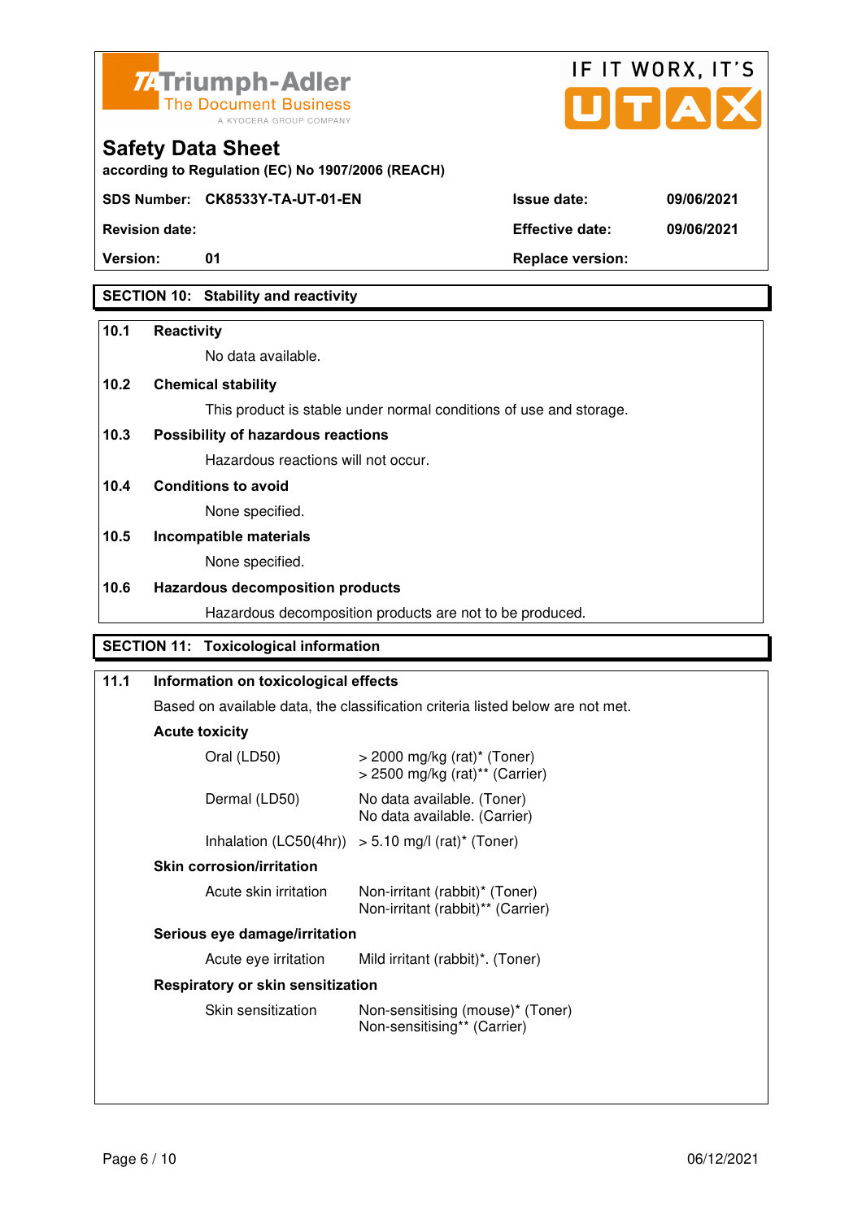**Triumph-Adler** The Document Business — A KYOCERA GROUP COMPANY

IF IT WORX, IT'S UTAX

# Safety Data Sheet

**according to Regulation (EC) No 1907/2006 (REACH)**

| | | | |
|---|---|---|---|
| **SDS Number:** | **CK8533Y-TA-UT-01-EN** | **Issue date:** | **09/06/2021** |
| **Revision date:** | | **Effective date:** | **09/06/2021** |
| **Version:** | **01** | **Replace version:** | |

## SECTION 10: Stability and reactivity

### 10.1 Reactivity

No data available.

### 10.2 Chemical stability

This product is stable under normal conditions of use and storage.

### 10.3 Possibility of hazardous reactions

Hazardous reactions will not occur.

### 10.4 Conditions to avoid

None specified.

### 10.5 Incompatible materials

None specified.

### 10.6 Hazardous decomposition products

Hazardous decomposition products are not to be produced.

## SECTION 11: Toxicological information

### 11.1 Information on toxicological effects

Based on available data, the classification criteria listed below are not met.

**Acute toxicity**

| | |
|---|---|
| Oral (LD50) | > 2000 mg/kg (rat)* (Toner)<br>> 2500 mg/kg (rat)** (Carrier) |
| Dermal (LD50) | No data available. (Toner)<br>No data available. (Carrier) |
| Inhalation (LC50(4hr)) | > 5.10 mg/l (rat)* (Toner) |

**Skin corrosion/irritation**

| | |
|---|---|
| Acute skin irritation | Non-irritant (rabbit)* (Toner)<br>Non-irritant (rabbit)** (Carrier) |

**Serious eye damage/irritation**

| | |
|---|---|
| Acute eye irritation | Mild irritant (rabbit)*. (Toner) |

**Respiratory or skin sensitization**

| | |
|---|---|
| Skin sensitization | Non-sensitising (mouse)* (Toner)<br>Non-sensitising** (Carrier) |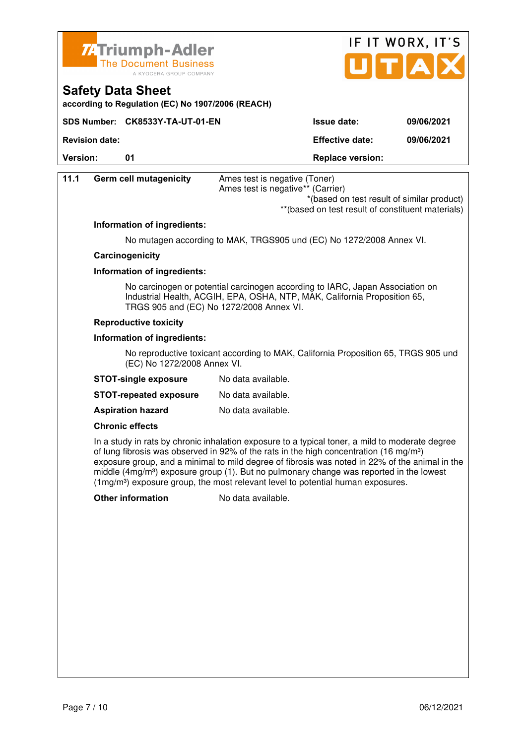**Safety Data Sheet**

according to Regulation (EC) No 1907/2006 (REACH)

| SDS Number: | CK8533Y-TA-UT-01-EN | Issue date: | 09/06/2021 |
|---|---|---|---|
| Revision date: | | Effective date: | 09/06/2021 |
| Version: | 01 | Replace version: | |

**11.1 Germ cell mutagenicity**

Ames test is negative (Toner)
Ames test is negative** (Carrier)

*(based on test result of similar product)
**(based on test result of constituent materials)

**Information of ingredients:**

No mutagen according to MAK, TRGS905 und (EC) No 1272/2008 Annex VI.

**Carcinogenicity**

**Information of ingredients:**

No carcinogen or potential carcinogen according to IARC, Japan Association on Industrial Health, ACGIH, EPA, OSHA, NTP, MAK, California Proposition 65, TRGS 905 and (EC) No 1272/2008 Annex VI.

**Reproductive toxicity**

**Information of ingredients:**

No reproductive toxicant according to MAK, California Proposition 65, TRGS 905 und (EC) No 1272/2008 Annex VI.

**STOT-single exposure** No data available.

**STOT-repeated exposure** No data available.

**Aspiration hazard** No data available.

**Chronic effects**

In a study in rats by chronic inhalation exposure to a typical toner, a mild to moderate degree of lung fibrosis was observed in 92% of the rats in the high concentration (16 $mg/m^3$) exposure group, and a minimal to mild degree of fibrosis was noted in 22% of the animal in the middle (4$mg/m^3$) exposure group (1). But no pulmonary change was reported in the lowest (1$mg/m^3$) exposure group, the most relevant level to potential human exposures.

**Other information** No data available.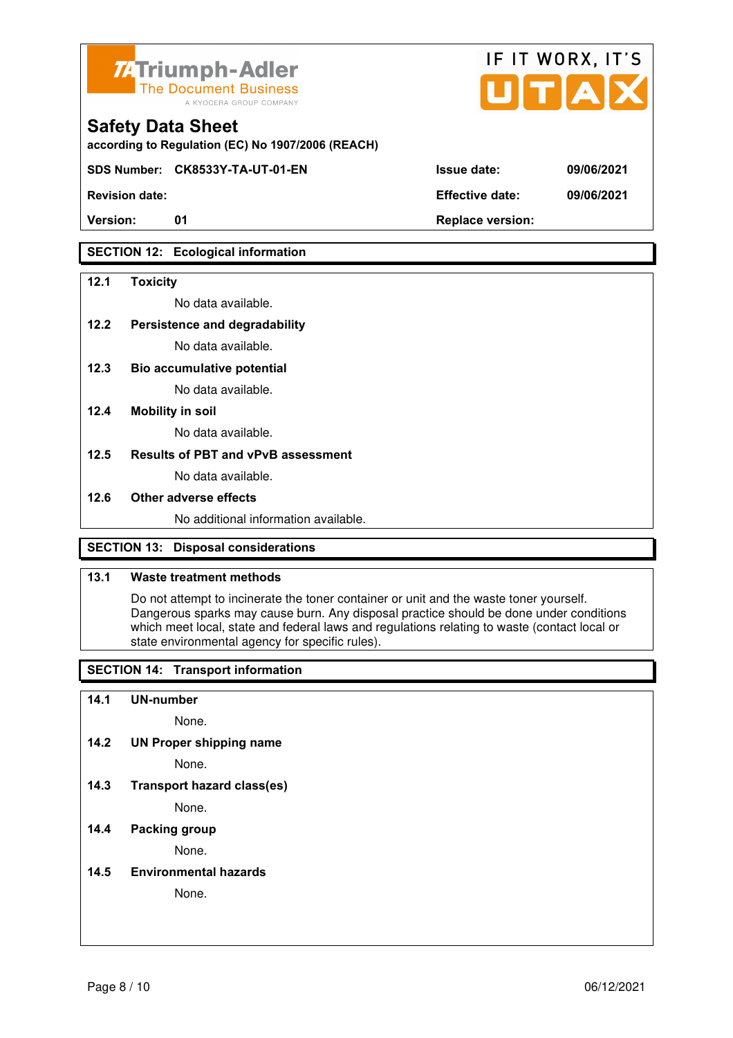## SECTION 12: Ecological information

**12.1 Toxicity**

No data available.

**12.2 Persistence and degradability**

No data available.

**12.3 Bio accumulative potential**

No data available.

**12.4 Mobility in soil**

No data available.

**12.5 Results of PBT and vPvB assessment**

No data available.

**12.6 Other adverse effects**

No additional information available.

## SECTION 13: Disposal considerations

**13.1 Waste treatment methods**

Do not attempt to incinerate the toner container or unit and the waste toner yourself. Dangerous sparks may cause burn. Any disposal practice should be done under conditions which meet local, state and federal laws and regulations relating to waste (contact local or state environmental agency for specific rules).

## SECTION 14: Transport information

**14.1 UN-number**

None.

**14.2 UN Proper shipping name**

None.

**14.3 Transport hazard class(es)**

None.

**14.4 Packing group**

None.

**14.5 Environmental hazards**

None.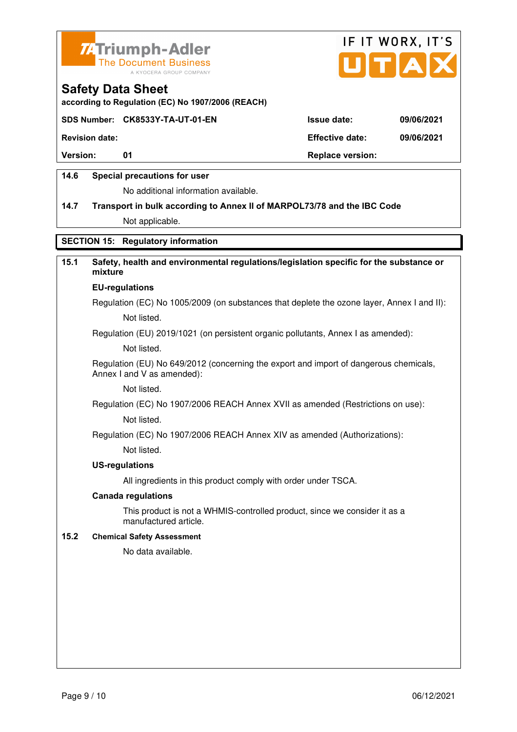## Safety Data Sheet

according to Regulation (EC) No 1907/2006 (REACH)

| SDS Number: CK8533Y-TA-UT-01-EN | | Issue date: | 09/06/2021 |
|---|---|---|---|
| Revision date: | | Effective date: | 09/06/2021 |
| Version: | 01 | Replace version: | |

**14.6 Special precautions for user**

No additional information available.

**14.7 Transport in bulk according to Annex II of MARPOL73/78 and the IBC Code**

Not applicable.

## SECTION 15: Regulatory information

**15.1 Safety, health and environmental regulations/legislation specific for the substance or mixture**

**EU-regulations**

Regulation (EC) No 1005/2009 (on substances that deplete the ozone layer, Annex I and II):

Not listed.

Regulation (EU) 2019/1021 (on persistent organic pollutants, Annex I as amended):

Not listed.

Regulation (EU) No 649/2012 (concerning the export and import of dangerous chemicals, Annex I and V as amended):

Not listed.

Regulation (EC) No 1907/2006 REACH Annex XVII as amended (Restrictions on use):

Not listed.

Regulation (EC) No 1907/2006 REACH Annex XIV as amended (Authorizations):

Not listed.

**US-regulations**

All ingredients in this product comply with order under TSCA.

**Canada regulations**

This product is not a WHMIS-controlled product, since we consider it as a manufactured article.

**15.2 Chemical Safety Assessment**

No data available.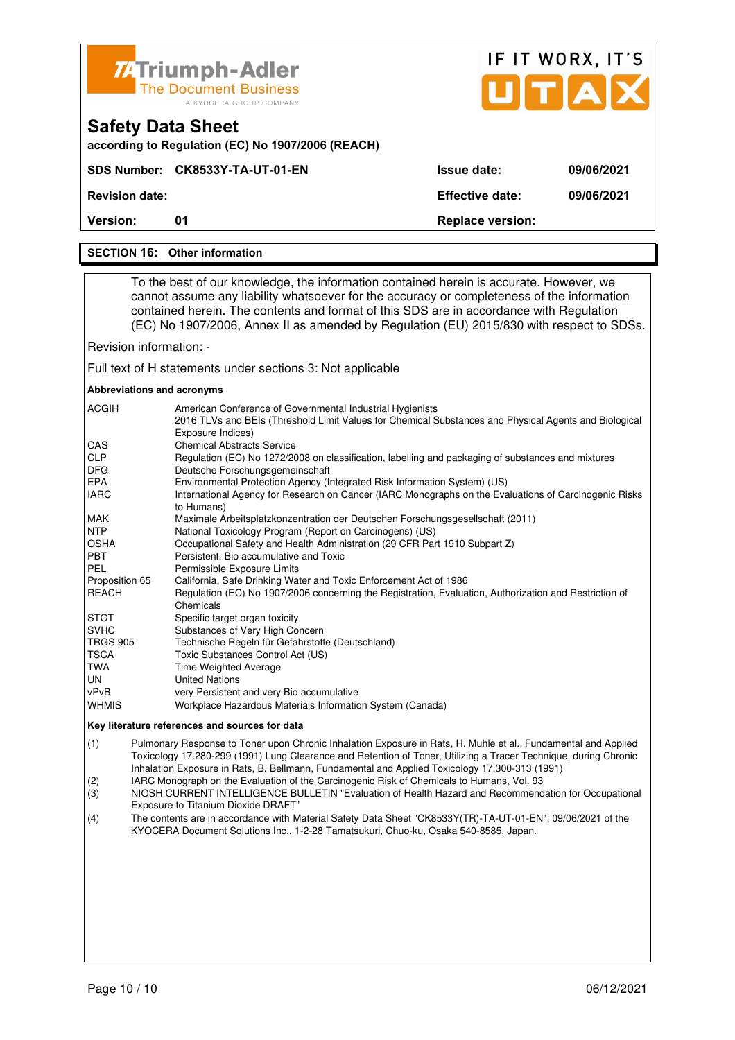# Safety Data Sheet

according to Regulation (EC) No 1907/2006 (REACH)

| | | | |
|---|---|---|---|
| **SDS Number:** | **CK8533Y-TA-UT-01-EN** | **Issue date:** | **09/06/2021** |
| **Revision date:** | | **Effective date:** | **09/06/2021** |
| **Version:** | **01** | **Replace version:** | |

## SECTION 16: Other information

To the best of our knowledge, the information contained herein is accurate. However, we cannot assume any liability whatsoever for the accuracy or completeness of the information contained herein. The contents and format of this SDS are in accordance with Regulation (EC) No 1907/2006, Annex II as amended by Regulation (EU) 2015/830 with respect to SDSs.

Revision information: -

Full text of H statements under sections 3: Not applicable

**Abbreviations and acronyms**

| | |
|---|---|
| ACGIH | American Conference of Governmental Industrial Hygienists<br>2016 TLVs and BEIs (Threshold Limit Values for Chemical Substances and Physical Agents and Biological Exposure Indices) |
| CAS | Chemical Abstracts Service |
| CLP | Regulation (EC) No 1272/2008 on classification, labelling and packaging of substances and mixtures |
| DFG | Deutsche Forschungsgemeinschaft |
| EPA | Environmental Protection Agency (Integrated Risk Information System) (US) |
| IARC | International Agency for Research on Cancer (IARC Monographs on the Evaluations of Carcinogenic Risks to Humans) |
| MAK | Maximale Arbeitsplatzkonzentration der Deutschen Forschungsgesellschaft (2011) |
| NTP | National Toxicology Program (Report on Carcinogens) (US) |
| OSHA | Occupational Safety and Health Administration (29 CFR Part 1910 Subpart Z) |
| PBT | Persistent, Bio accumulative and Toxic |
| PEL | Permissible Exposure Limits |
| Proposition 65 | California, Safe Drinking Water and Toxic Enforcement Act of 1986 |
| REACH | Regulation (EC) No 1907/2006 concerning the Registration, Evaluation, Authorization and Restriction of Chemicals |
| STOT | Specific target organ toxicity |
| SVHC | Substances of Very High Concern |
| TRGS 905 | Technische Regeln für Gefahrstoffe (Deutschland) |
| TSCA | Toxic Substances Control Act (US) |
| TWA | Time Weighted Average |
| UN | United Nations |
| vPvB | very Persistent and very Bio accumulative |
| WHMIS | Workplace Hazardous Materials Information System (Canada) |

**Key literature references and sources for data**

(1) Pulmonary Response to Toner upon Chronic Inhalation Exposure in Rats, H. Muhle et al., Fundamental and Applied Toxicology 17.280-299 (1991) Lung Clearance and Retention of Toner, Utilizing a Tracer Technique, during Chronic Inhalation Exposure in Rats, B. Bellmann, Fundamental and Applied Toxicology 17.300-313 (1991)

(2) IARC Monograph on the Evaluation of the Carcinogenic Risk of Chemicals to Humans, Vol. 93

(3) NIOSH CURRENT INTELLIGENCE BULLETIN "Evaluation of Health Hazard and Recommendation for Occupational Exposure to Titanium Dioxide DRAFT"

(4) The contents are in accordance with Material Safety Data Sheet "CK8533Y(TR)-TA-UT-01-EN"; 09/06/2021 of the KYOCERA Document Solutions Inc., 1-2-28 Tamatsukuri, Chuo-ku, Osaka 540-8585, Japan.